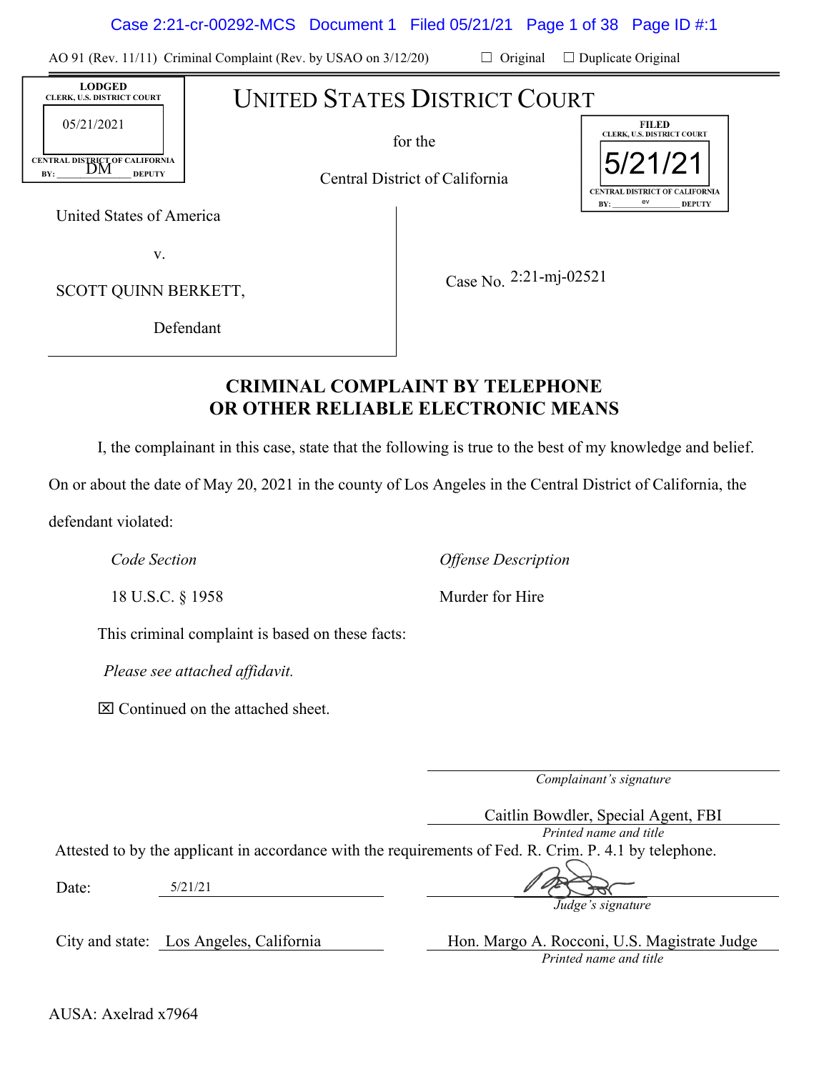AO 91 (Rev. 11/11) Criminal Complaint (Rev. by USAO on 3/12/20) ☐ Original ☐ Duplicate Original

LODGED
CLERK, U.S. DISTRICT COURT
05/21/2021
CENTRAL DISTRICT OF CALIFORNIA
BY: DM DEPUTY

# UNITED STATES DISTRICT COURT

for the

Central District of California

FILED
CLERK, U.S. DISTRICT COURT
5/21/21
CENTRAL DISTRICT OF CALIFORNIA
BY: ev DEPUTY

United States of America

v.

SCOTT QUINN BERKETT,

Defendant

Case No. 2:21-mj-02521

## CRIMINAL COMPLAINT BY TELEPHONE OR OTHER RELIABLE ELECTRONIC MEANS

I, the complainant in this case, state that the following is true to the best of my knowledge and belief. On or about the date of May 20, 2021 in the county of Los Angeles in the Central District of California, the defendant violated:

| *Code Section* | *Offense Description* |
|---|---|
| 18 U.S.C. § 1958 | Murder for Hire |

This criminal complaint is based on these facts:

*Please see attached affidavit.*

☒ Continued on the attached sheet.

_______________________
*Complainant's signature*

Caitlin Bowdler, Special Agent, FBI
*Printed name and title*

Attested to by the applicant in accordance with the requirements of Fed. R. Crim. P. 4.1 by telephone.

Date: 5/21/21

_______________________
*Judge's signature*

City and state: Los Angeles, California

Hon. Margo A. Rocconi, U.S. Magistrate Judge
*Printed name and title*

AUSA: Axelrad x7964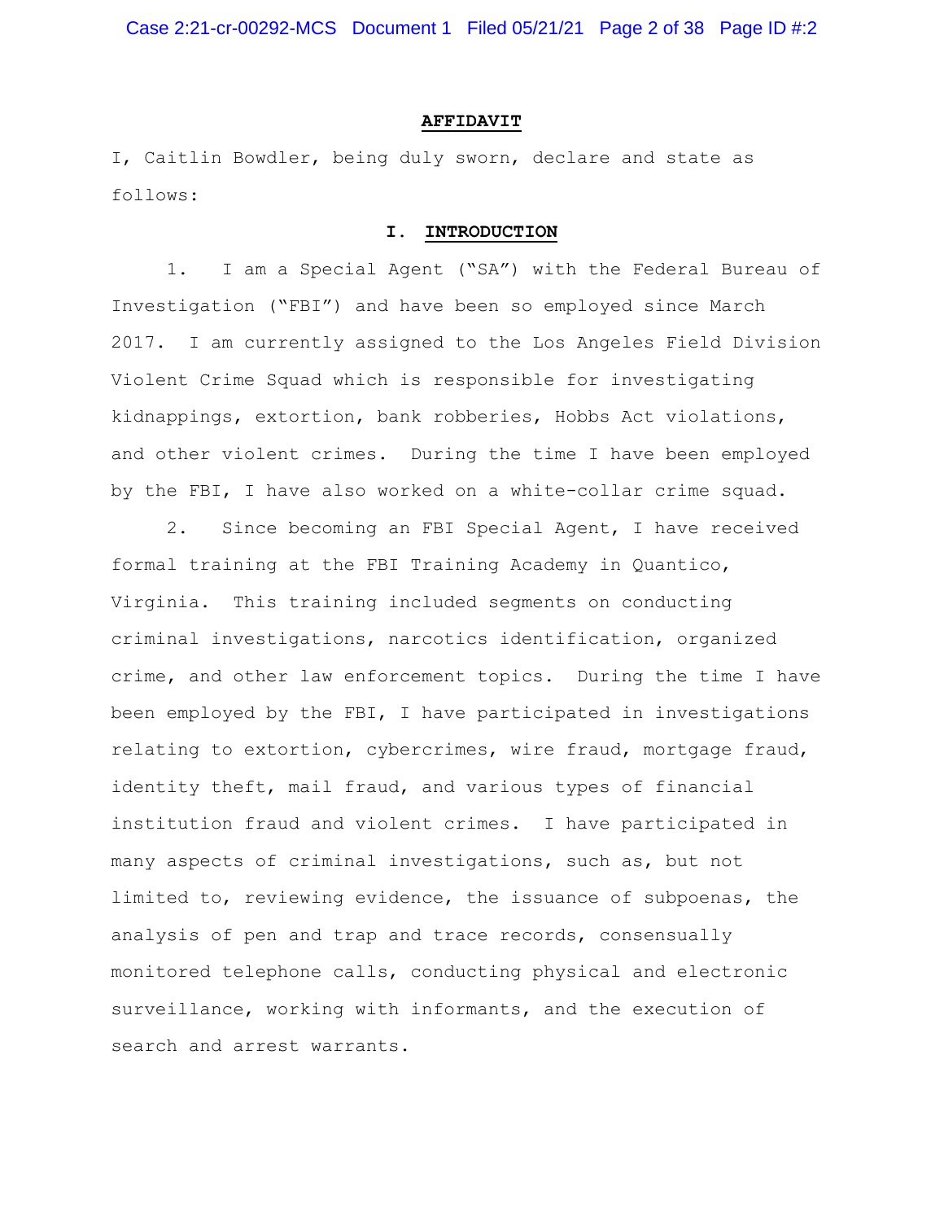## AFFIDAVIT

I, Caitlin Bowdler, being duly sworn, declare and state as follows:

### I. INTRODUCTION

1. I am a Special Agent ("SA") with the Federal Bureau of Investigation ("FBI") and have been so employed since March 2017. I am currently assigned to the Los Angeles Field Division Violent Crime Squad which is responsible for investigating kidnappings, extortion, bank robberies, Hobbs Act violations, and other violent crimes. During the time I have been employed by the FBI, I have also worked on a white-collar crime squad.

2. Since becoming an FBI Special Agent, I have received formal training at the FBI Training Academy in Quantico, Virginia. This training included segments on conducting criminal investigations, narcotics identification, organized crime, and other law enforcement topics. During the time I have been employed by the FBI, I have participated in investigations relating to extortion, cybercrimes, wire fraud, mortgage fraud, identity theft, mail fraud, and various types of financial institution fraud and violent crimes. I have participated in many aspects of criminal investigations, such as, but not limited to, reviewing evidence, the issuance of subpoenas, the analysis of pen and trap and trace records, consensually monitored telephone calls, conducting physical and electronic surveillance, working with informants, and the execution of search and arrest warrants.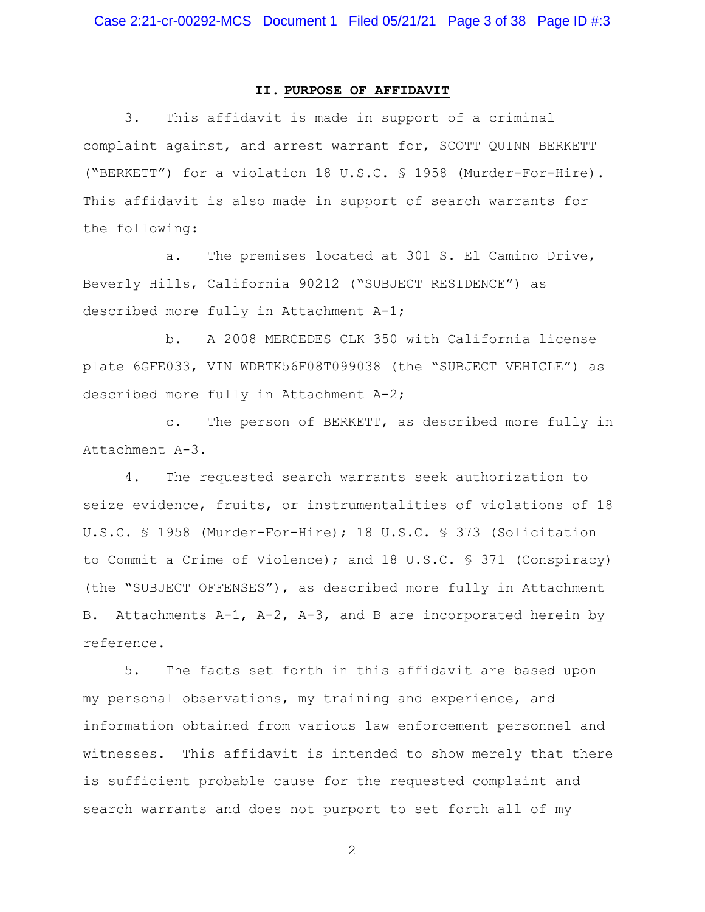## II. PURPOSE OF AFFIDAVIT

3. This affidavit is made in support of a criminal complaint against, and arrest warrant for, SCOTT QUINN BERKETT ("BERKETT") for a violation 18 U.S.C. § 1958 (Murder-For-Hire). This affidavit is also made in support of search warrants for the following:

a. The premises located at 301 S. El Camino Drive, Beverly Hills, California 90212 ("SUBJECT RESIDENCE") as described more fully in Attachment A-1;

b. A 2008 MERCEDES CLK 350 with California license plate 6GFE033, VIN WDBTK56F08T099038 (the "SUBJECT VEHICLE") as described more fully in Attachment A-2;

c. The person of BERKETT, as described more fully in Attachment A-3.

4. The requested search warrants seek authorization to seize evidence, fruits, or instrumentalities of violations of 18 U.S.C. § 1958 (Murder-For-Hire); 18 U.S.C. § 373 (Solicitation to Commit a Crime of Violence); and 18 U.S.C. § 371 (Conspiracy) (the "SUBJECT OFFENSES"), as described more fully in Attachment B. Attachments A-1, A-2, A-3, and B are incorporated herein by reference.

5. The facts set forth in this affidavit are based upon my personal observations, my training and experience, and information obtained from various law enforcement personnel and witnesses. This affidavit is intended to show merely that there is sufficient probable cause for the requested complaint and search warrants and does not purport to set forth all of my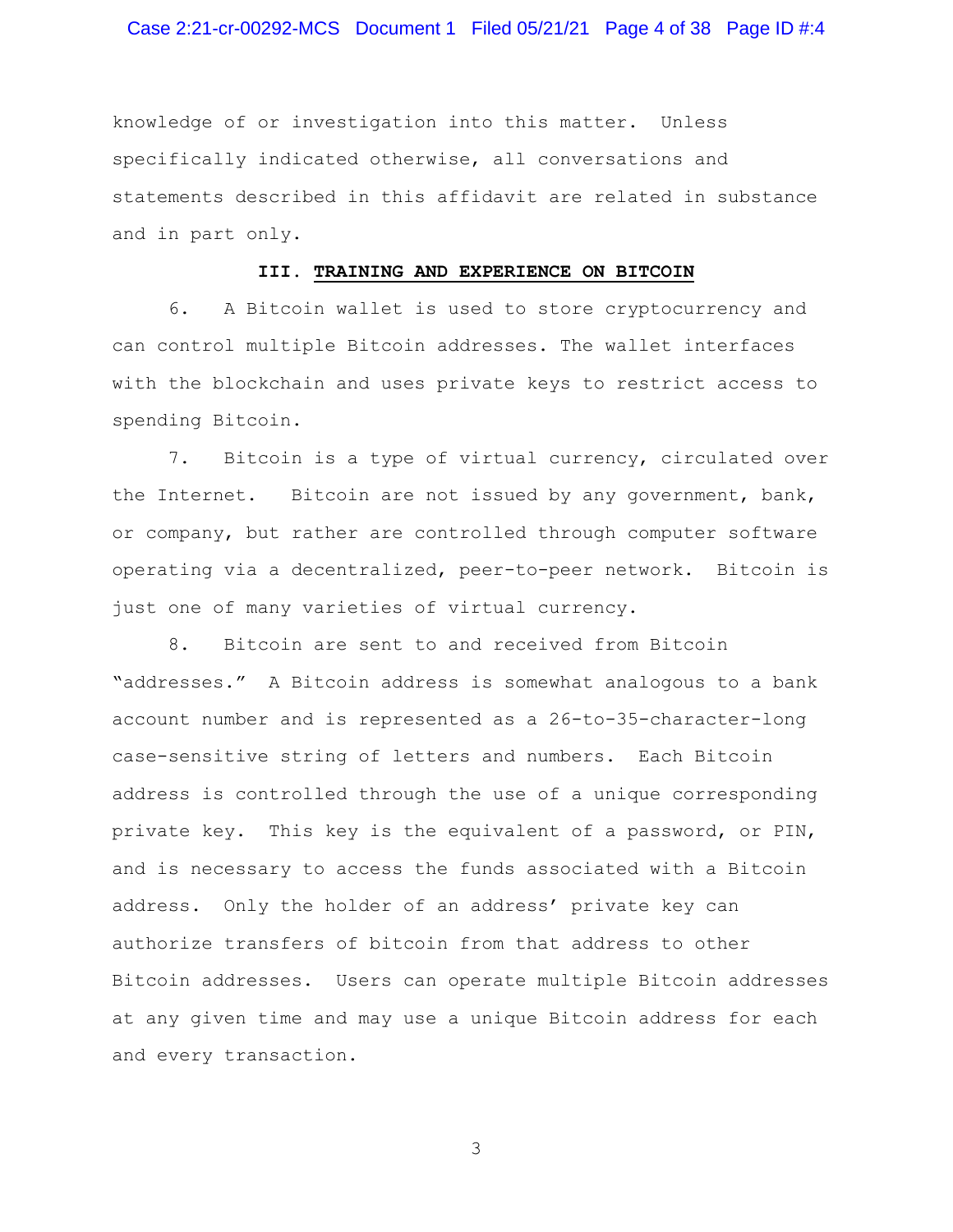knowledge of or investigation into this matter. Unless specifically indicated otherwise, all conversations and statements described in this affidavit are related in substance and in part only.

## III. TRAINING AND EXPERIENCE ON BITCOIN

6. A Bitcoin wallet is used to store cryptocurrency and can control multiple Bitcoin addresses. The wallet interfaces with the blockchain and uses private keys to restrict access to spending Bitcoin.

7. Bitcoin is a type of virtual currency, circulated over the Internet. Bitcoin are not issued by any government, bank, or company, but rather are controlled through computer software operating via a decentralized, peer-to-peer network. Bitcoin is just one of many varieties of virtual currency.

8. Bitcoin are sent to and received from Bitcoin "addresses." A Bitcoin address is somewhat analogous to a bank account number and is represented as a 26-to-35-character-long case-sensitive string of letters and numbers. Each Bitcoin address is controlled through the use of a unique corresponding private key. This key is the equivalent of a password, or PIN, and is necessary to access the funds associated with a Bitcoin address. Only the holder of an address' private key can authorize transfers of bitcoin from that address to other Bitcoin addresses. Users can operate multiple Bitcoin addresses at any given time and may use a unique Bitcoin address for each and every transaction.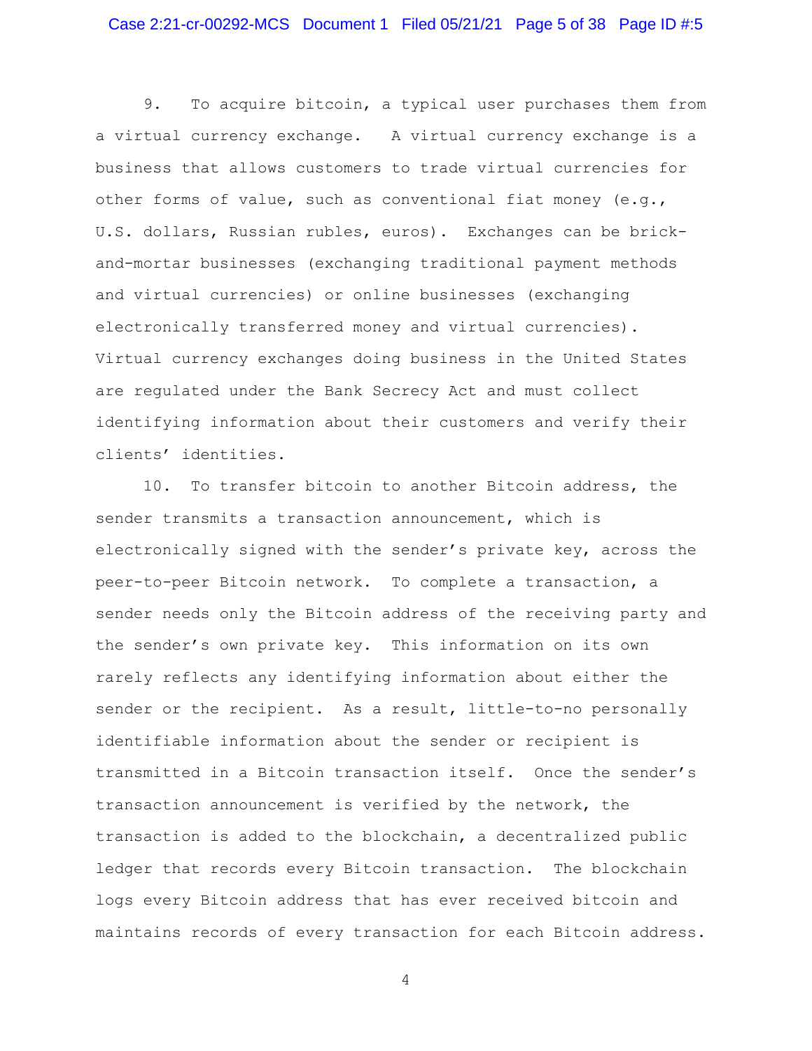9. To acquire bitcoin, a typical user purchases them from a virtual currency exchange. A virtual currency exchange is a business that allows customers to trade virtual currencies for other forms of value, such as conventional fiat money (e.g., U.S. dollars, Russian rubles, euros). Exchanges can be brick-and-mortar businesses (exchanging traditional payment methods and virtual currencies) or online businesses (exchanging electronically transferred money and virtual currencies). Virtual currency exchanges doing business in the United States are regulated under the Bank Secrecy Act and must collect identifying information about their customers and verify their clients' identities.

10. To transfer bitcoin to another Bitcoin address, the sender transmits a transaction announcement, which is electronically signed with the sender's private key, across the peer-to-peer Bitcoin network. To complete a transaction, a sender needs only the Bitcoin address of the receiving party and the sender's own private key. This information on its own rarely reflects any identifying information about either the sender or the recipient. As a result, little-to-no personally identifiable information about the sender or recipient is transmitted in a Bitcoin transaction itself. Once the sender's transaction announcement is verified by the network, the transaction is added to the blockchain, a decentralized public ledger that records every Bitcoin transaction. The blockchain logs every Bitcoin address that has ever received bitcoin and maintains records of every transaction for each Bitcoin address.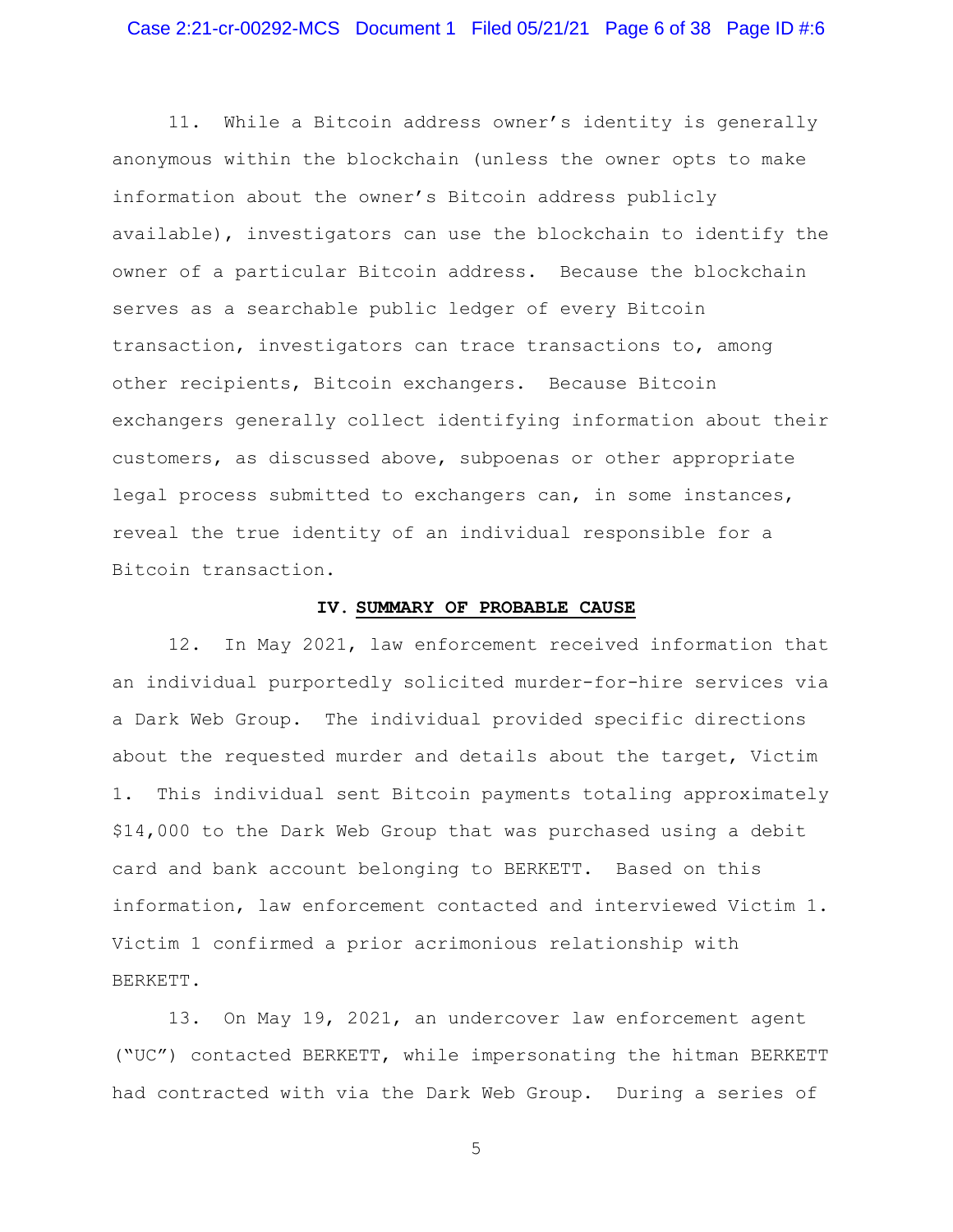11. While a Bitcoin address owner's identity is generally anonymous within the blockchain (unless the owner opts to make information about the owner's Bitcoin address publicly available), investigators can use the blockchain to identify the owner of a particular Bitcoin address. Because the blockchain serves as a searchable public ledger of every Bitcoin transaction, investigators can trace transactions to, among other recipients, Bitcoin exchangers. Because Bitcoin exchangers generally collect identifying information about their customers, as discussed above, subpoenas or other appropriate legal process submitted to exchangers can, in some instances, reveal the true identity of an individual responsible for a Bitcoin transaction.

## IV. SUMMARY OF PROBABLE CAUSE

12. In May 2021, law enforcement received information that an individual purportedly solicited murder-for-hire services via a Dark Web Group. The individual provided specific directions about the requested murder and details about the target, Victim 1. This individual sent Bitcoin payments totaling approximately $14,000 to the Dark Web Group that was purchased using a debit card and bank account belonging to BERKETT. Based on this information, law enforcement contacted and interviewed Victim 1. Victim 1 confirmed a prior acrimonious relationship with BERKETT.

13. On May 19, 2021, an undercover law enforcement agent ("UC") contacted BERKETT, while impersonating the hitman BERKETT had contracted with via the Dark Web Group. During a series of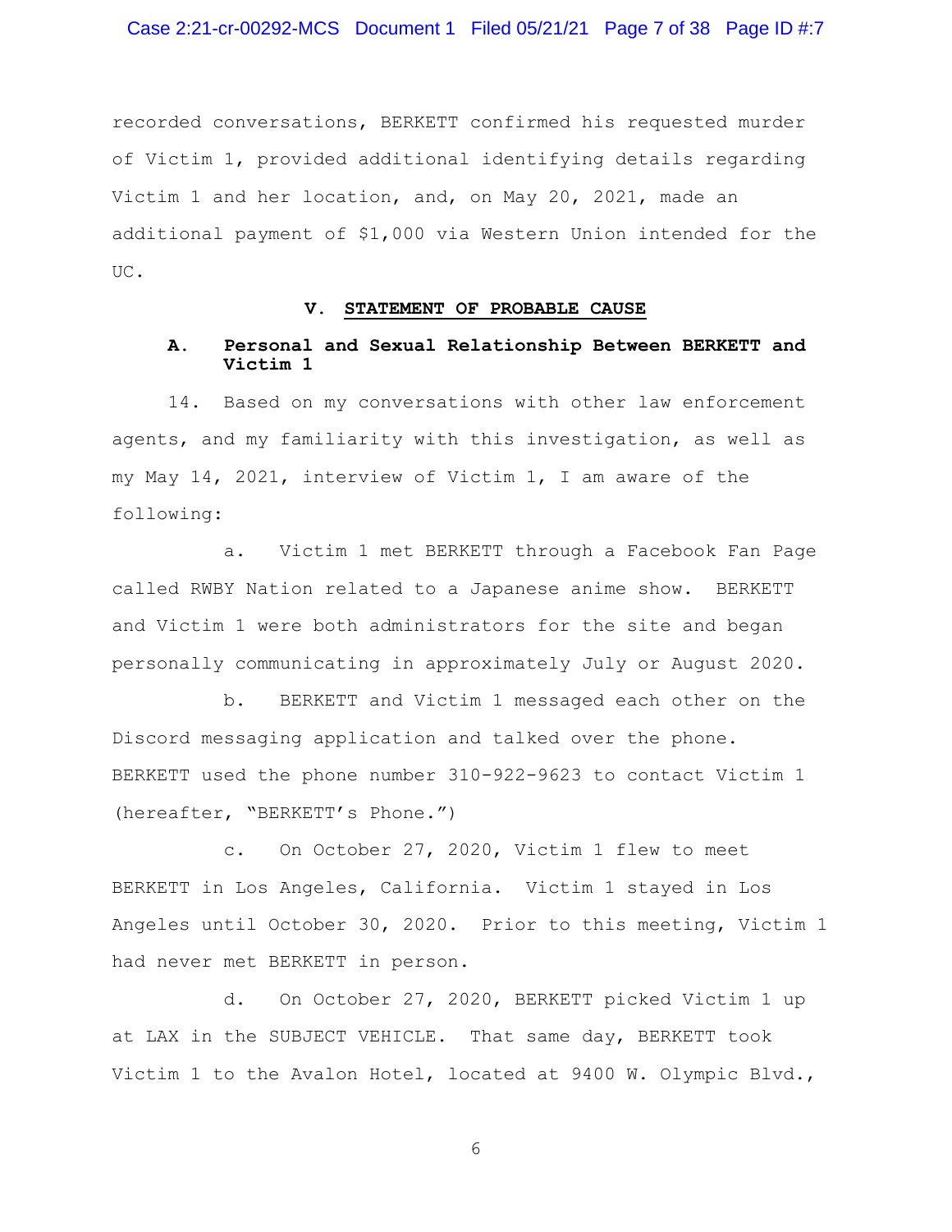recorded conversations, BERKETT confirmed his requested murder of Victim 1, provided additional identifying details regarding Victim 1 and her location, and, on May 20, 2021, made an additional payment of $1,000 via Western Union intended for the UC.

## V. STATEMENT OF PROBABLE CAUSE

### A. Personal and Sexual Relationship Between BERKETT and Victim 1

14. Based on my conversations with other law enforcement agents, and my familiarity with this investigation, as well as my May 14, 2021, interview of Victim 1, I am aware of the following:

a. Victim 1 met BERKETT through a Facebook Fan Page called RWBY Nation related to a Japanese anime show. BERKETT and Victim 1 were both administrators for the site and began personally communicating in approximately July or August 2020.

b. BERKETT and Victim 1 messaged each other on the Discord messaging application and talked over the phone. BERKETT used the phone number 310-922-9623 to contact Victim 1 (hereafter, "BERKETT's Phone.")

c. On October 27, 2020, Victim 1 flew to meet BERKETT in Los Angeles, California. Victim 1 stayed in Los Angeles until October 30, 2020. Prior to this meeting, Victim 1 had never met BERKETT in person.

d. On October 27, 2020, BERKETT picked Victim 1 up at LAX in the SUBJECT VEHICLE. That same day, BERKETT took Victim 1 to the Avalon Hotel, located at 9400 W. Olympic Blvd.,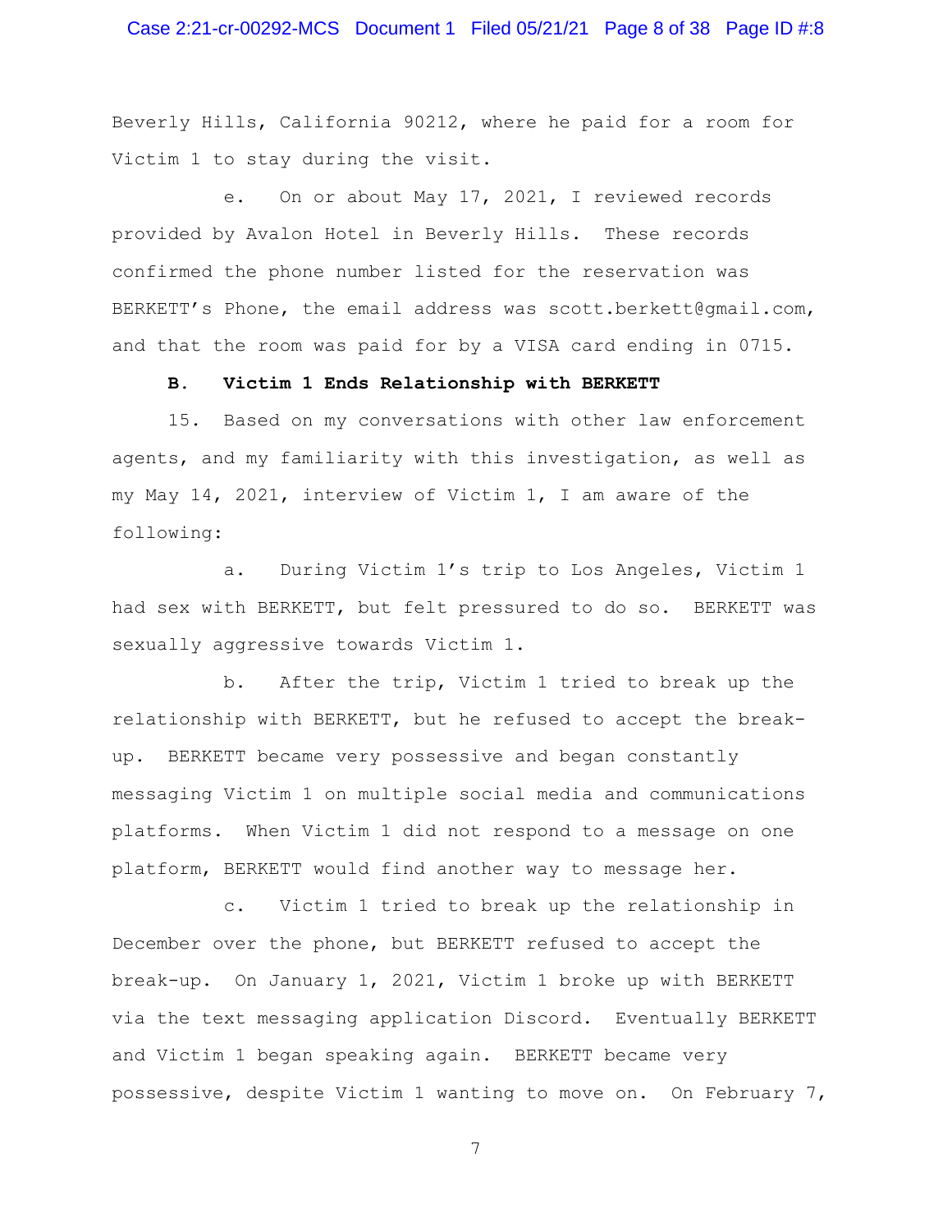Beverly Hills, California 90212, where he paid for a room for Victim 1 to stay during the visit.

e. On or about May 17, 2021, I reviewed records provided by Avalon Hotel in Beverly Hills. These records confirmed the phone number listed for the reservation was BERKETT's Phone, the email address was scott.berkett@gmail.com, and that the room was paid for by a VISA card ending in 0715.

### B. Victim 1 Ends Relationship with BERKETT

15. Based on my conversations with other law enforcement agents, and my familiarity with this investigation, as well as my May 14, 2021, interview of Victim 1, I am aware of the following:

a. During Victim 1's trip to Los Angeles, Victim 1 had sex with BERKETT, but felt pressured to do so. BERKETT was sexually aggressive towards Victim 1.

b. After the trip, Victim 1 tried to break up the relationship with BERKETT, but he refused to accept the break-up. BERKETT became very possessive and began constantly messaging Victim 1 on multiple social media and communications platforms. When Victim 1 did not respond to a message on one platform, BERKETT would find another way to message her.

c. Victim 1 tried to break up the relationship in December over the phone, but BERKETT refused to accept the break-up. On January 1, 2021, Victim 1 broke up with BERKETT via the text messaging application Discord. Eventually BERKETT and Victim 1 began speaking again. BERKETT became very possessive, despite Victim 1 wanting to move on. On February 7,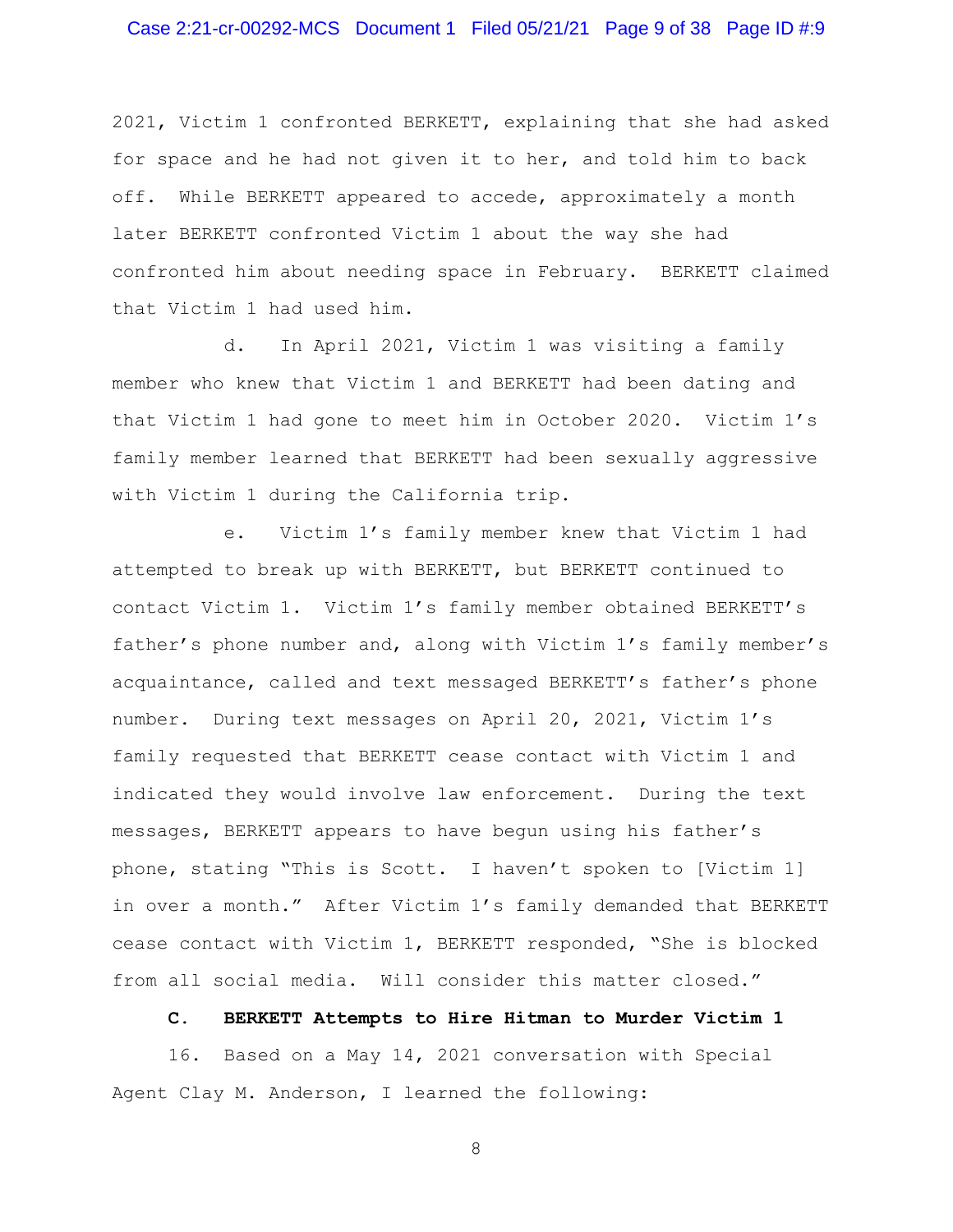2021, Victim 1 confronted BERKETT, explaining that she had asked for space and he had not given it to her, and told him to back off. While BERKETT appeared to accede, approximately a month later BERKETT confronted Victim 1 about the way she had confronted him about needing space in February. BERKETT claimed that Victim 1 had used him.

d. In April 2021, Victim 1 was visiting a family member who knew that Victim 1 and BERKETT had been dating and that Victim 1 had gone to meet him in October 2020. Victim 1's family member learned that BERKETT had been sexually aggressive with Victim 1 during the California trip.

e. Victim 1's family member knew that Victim 1 had attempted to break up with BERKETT, but BERKETT continued to contact Victim 1. Victim 1's family member obtained BERKETT's father's phone number and, along with Victim 1's family member's acquaintance, called and text messaged BERKETT's father's phone number. During text messages on April 20, 2021, Victim 1's family requested that BERKETT cease contact with Victim 1 and indicated they would involve law enforcement. During the text messages, BERKETT appears to have begun using his father's phone, stating "This is Scott. I haven't spoken to [Victim 1] in over a month." After Victim 1's family demanded that BERKETT cease contact with Victim 1, BERKETT responded, "She is blocked from all social media. Will consider this matter closed."

### C. BERKETT Attempts to Hire Hitman to Murder Victim 1

16. Based on a May 14, 2021 conversation with Special Agent Clay M. Anderson, I learned the following: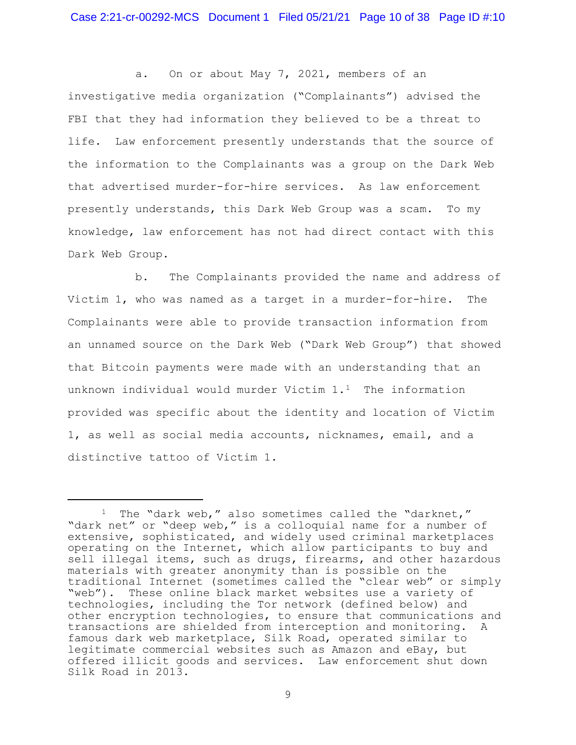a. On or about May 7, 2021, members of an investigative media organization ("Complainants") advised the FBI that they had information they believed to be a threat to life. Law enforcement presently understands that the source of the information to the Complainants was a group on the Dark Web that advertised murder-for-hire services. As law enforcement presently understands, this Dark Web Group was a scam. To my knowledge, law enforcement has not had direct contact with this Dark Web Group.

b. The Complainants provided the name and address of Victim 1, who was named as a target in a murder-for-hire. The Complainants were able to provide transaction information from an unnamed source on the Dark Web ("Dark Web Group") that showed that Bitcoin payments were made with an understanding that an unknown individual would murder Victim 1.[1] The information provided was specific about the identity and location of Victim 1, as well as social media accounts, nicknames, email, and a distinctive tattoo of Victim 1.

---

[1] The "dark web," also sometimes called the "darknet," "dark net" or "deep web," is a colloquial name for a number of extensive, sophisticated, and widely used criminal marketplaces operating on the Internet, which allow participants to buy and sell illegal items, such as drugs, firearms, and other hazardous materials with greater anonymity than is possible on the traditional Internet (sometimes called the "clear web" or simply "web"). These online black market websites use a variety of technologies, including the Tor network (defined below) and other encryption technologies, to ensure that communications and transactions are shielded from interception and monitoring. A famous dark web marketplace, Silk Road, operated similar to legitimate commercial websites such as Amazon and eBay, but offered illicit goods and services. Law enforcement shut down Silk Road in 2013.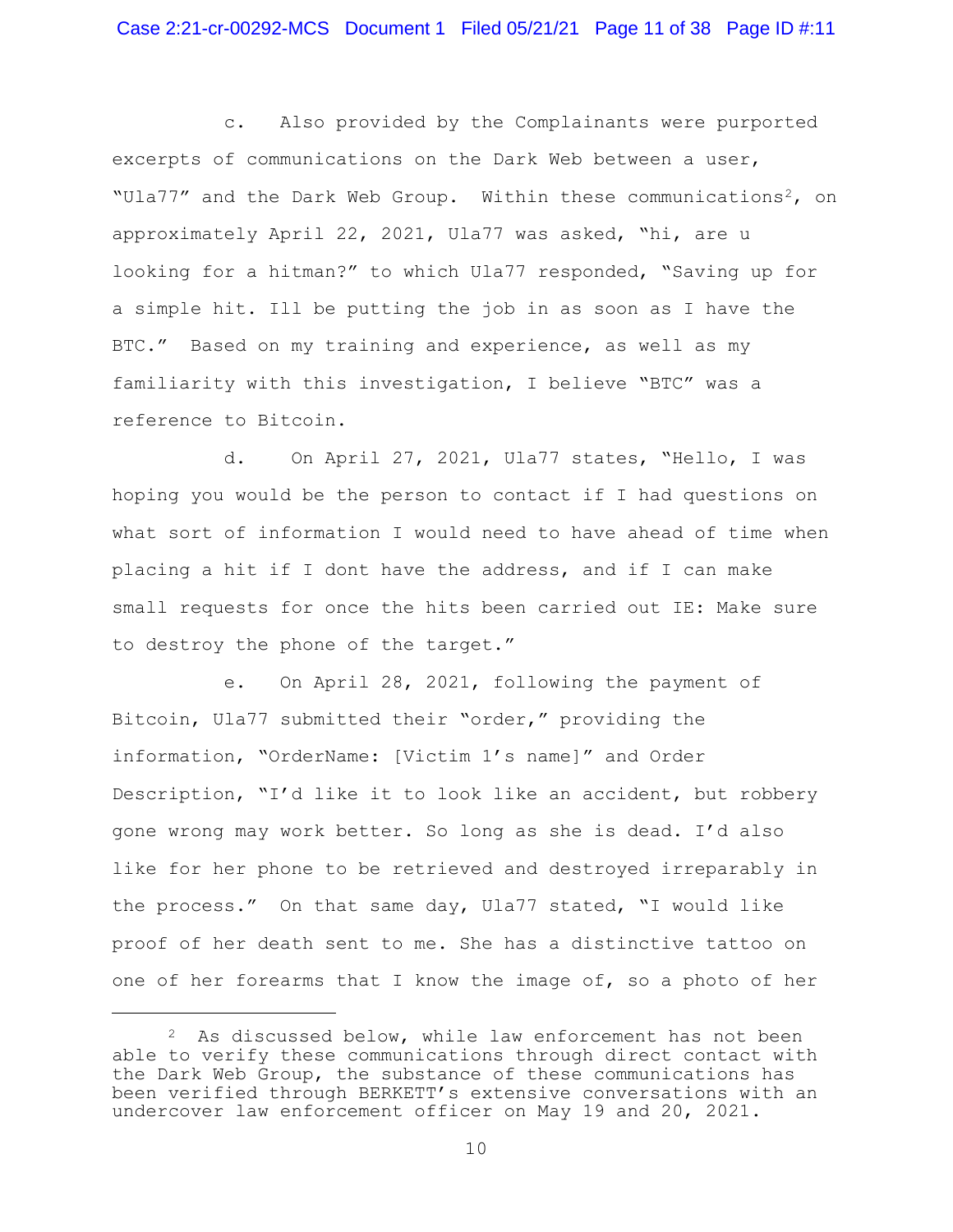c. Also provided by the Complainants were purported excerpts of communications on the Dark Web between a user, "Ula77" and the Dark Web Group. Within these communications[2], on approximately April 22, 2021, Ula77 was asked, "hi, are u looking for a hitman?" to which Ula77 responded, "Saving up for a simple hit. Ill be putting the job in as soon as I have the BTC." Based on my training and experience, as well as my familiarity with this investigation, I believe "BTC" was a reference to Bitcoin.

d. On April 27, 2021, Ula77 states, "Hello, I was hoping you would be the person to contact if I had questions on what sort of information I would need to have ahead of time when placing a hit if I dont have the address, and if I can make small requests for once the hits been carried out IE: Make sure to destroy the phone of the target."

e. On April 28, 2021, following the payment of Bitcoin, Ula77 submitted their "order," providing the information, "OrderName: [Victim 1's name]" and Order Description, "I'd like it to look like an accident, but robbery gone wrong may work better. So long as she is dead. I'd also like for her phone to be retrieved and destroyed irreparably in the process." On that same day, Ula77 stated, "I would like proof of her death sent to me. She has a distinctive tattoo on one of her forearms that I know the image of, so a photo of her

---

[2] As discussed below, while law enforcement has not been able to verify these communications through direct contact with the Dark Web Group, the substance of these communications has been verified through BERKETT's extensive conversations with an undercover law enforcement officer on May 19 and 20, 2021.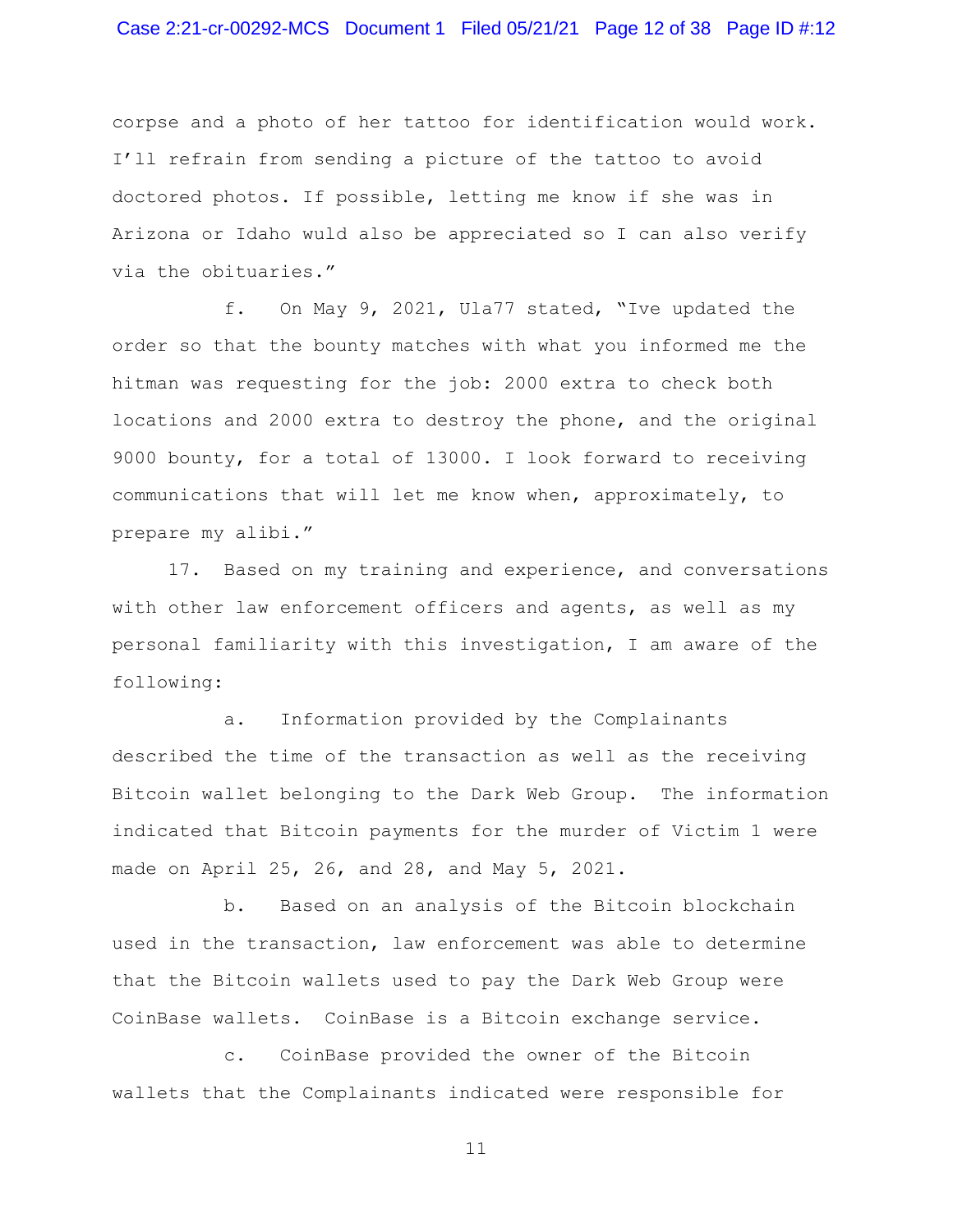corpse and a photo of her tattoo for identification would work. I'll refrain from sending a picture of the tattoo to avoid doctored photos. If possible, letting me know if she was in Arizona or Idaho wuld also be appreciated so I can also verify via the obituaries."

f. On May 9, 2021, Ula77 stated, "Ive updated the order so that the bounty matches with what you informed me the hitman was requesting for the job: 2000 extra to check both locations and 2000 extra to destroy the phone, and the original 9000 bounty, for a total of 13000. I look forward to receiving communications that will let me know when, approximately, to prepare my alibi."

17. Based on my training and experience, and conversations with other law enforcement officers and agents, as well as my personal familiarity with this investigation, I am aware of the following:

a. Information provided by the Complainants described the time of the transaction as well as the receiving Bitcoin wallet belonging to the Dark Web Group. The information indicated that Bitcoin payments for the murder of Victim 1 were made on April 25, 26, and 28, and May 5, 2021.

b. Based on an analysis of the Bitcoin blockchain used in the transaction, law enforcement was able to determine that the Bitcoin wallets used to pay the Dark Web Group were CoinBase wallets. CoinBase is a Bitcoin exchange service.

c. CoinBase provided the owner of the Bitcoin wallets that the Complainants indicated were responsible for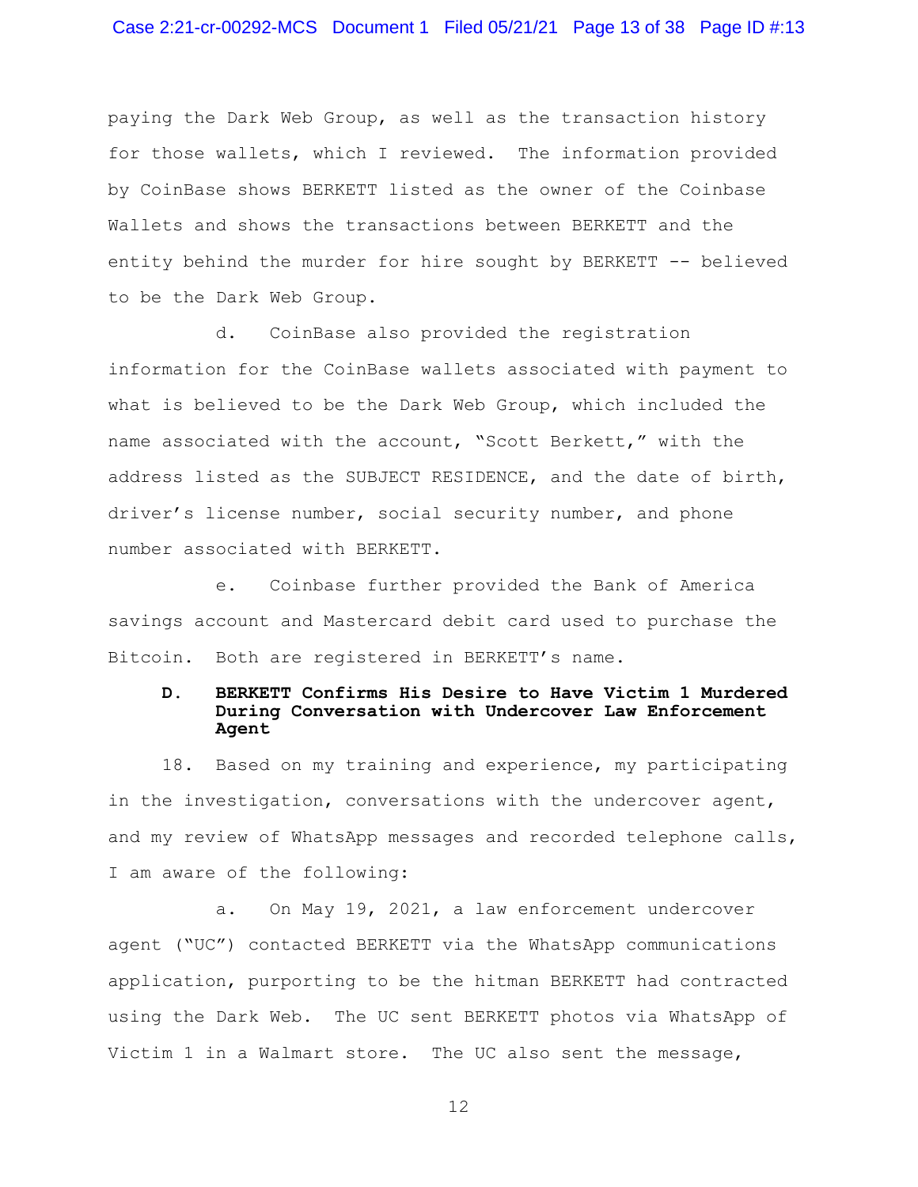paying the Dark Web Group, as well as the transaction history for those wallets, which I reviewed. The information provided by CoinBase shows BERKETT listed as the owner of the Coinbase Wallets and shows the transactions between BERKETT and the entity behind the murder for hire sought by BERKETT -- believed to be the Dark Web Group.

d. CoinBase also provided the registration information for the CoinBase wallets associated with payment to what is believed to be the Dark Web Group, which included the name associated with the account, "Scott Berkett," with the address listed as the SUBJECT RESIDENCE, and the date of birth, driver's license number, social security number, and phone number associated with BERKETT.

e. Coinbase further provided the Bank of America savings account and Mastercard debit card used to purchase the Bitcoin. Both are registered in BERKETT's name.

**D. BERKETT Confirms His Desire to Have Victim 1 Murdered During Conversation with Undercover Law Enforcement Agent**

18. Based on my training and experience, my participating in the investigation, conversations with the undercover agent, and my review of WhatsApp messages and recorded telephone calls, I am aware of the following:

a. On May 19, 2021, a law enforcement undercover agent ("UC") contacted BERKETT via the WhatsApp communications application, purporting to be the hitman BERKETT had contracted using the Dark Web. The UC sent BERKETT photos via WhatsApp of Victim 1 in a Walmart store. The UC also sent the message,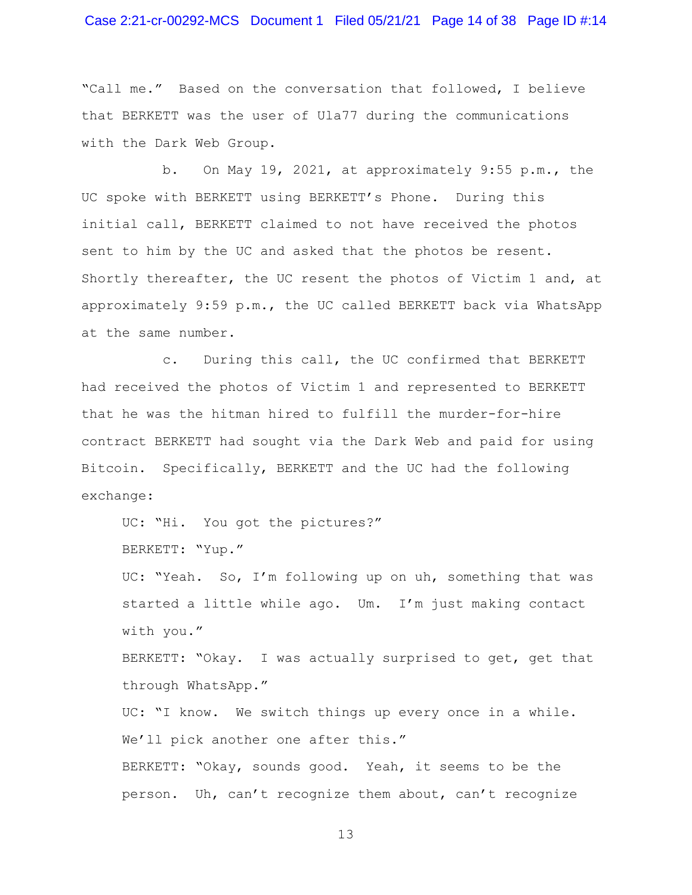"Call me." Based on the conversation that followed, I believe that BERKETT was the user of Ula77 during the communications with the Dark Web Group.

b. On May 19, 2021, at approximately 9:55 p.m., the UC spoke with BERKETT using BERKETT's Phone. During this initial call, BERKETT claimed to not have received the photos sent to him by the UC and asked that the photos be resent. Shortly thereafter, the UC resent the photos of Victim 1 and, at approximately 9:59 p.m., the UC called BERKETT back via WhatsApp at the same number.

c. During this call, the UC confirmed that BERKETT had received the photos of Victim 1 and represented to BERKETT that he was the hitman hired to fulfill the murder-for-hire contract BERKETT had sought via the Dark Web and paid for using Bitcoin. Specifically, BERKETT and the UC had the following exchange:

> UC: "Hi. You got the pictures?"
>
> BERKETT: "Yup."
>
> UC: "Yeah. So, I'm following up on uh, something that was started a little while ago. Um. I'm just making contact with you."
>
> BERKETT: "Okay. I was actually surprised to get, get that through WhatsApp."
>
> UC: "I know. We switch things up every once in a while. We'll pick another one after this."
>
> BERKETT: "Okay, sounds good. Yeah, it seems to be the person. Uh, can't recognize them about, can't recognize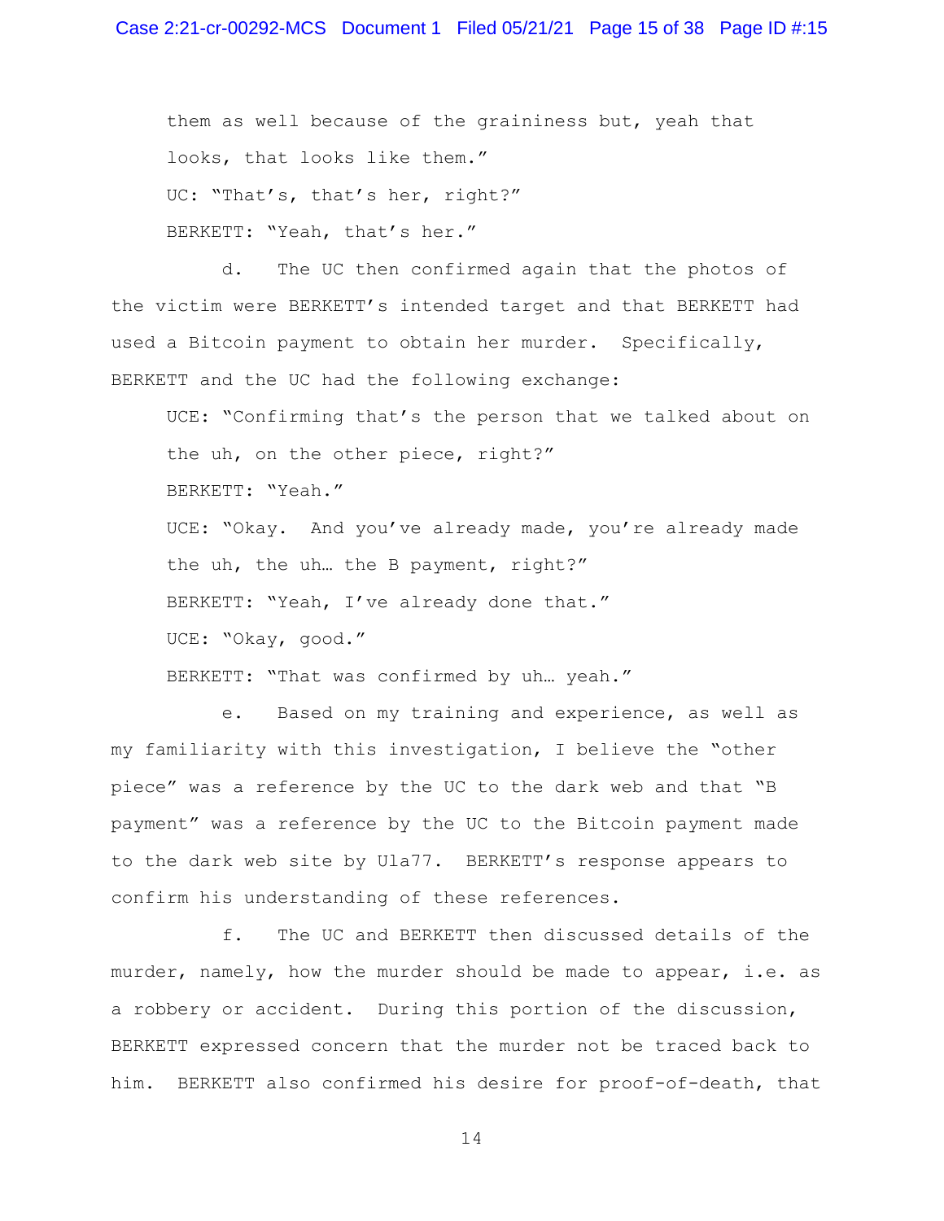them as well because of the graininess but, yeah that looks, that looks like them."

UC: "That's, that's her, right?"

BERKETT: "Yeah, that's her."

d. The UC then confirmed again that the photos of the victim were BERKETT's intended target and that BERKETT had used a Bitcoin payment to obtain her murder. Specifically, BERKETT and the UC had the following exchange:

UCE: "Confirming that's the person that we talked about on the uh, on the other piece, right?"

BERKETT: "Yeah."

UCE: "Okay. And you've already made, you're already made the uh, the uh… the B payment, right?"

BERKETT: "Yeah, I've already done that."

UCE: "Okay, good."

BERKETT: "That was confirmed by uh… yeah."

e. Based on my training and experience, as well as my familiarity with this investigation, I believe the "other piece" was a reference by the UC to the dark web and that "B payment" was a reference by the UC to the Bitcoin payment made to the dark web site by Ula77. BERKETT's response appears to confirm his understanding of these references.

f. The UC and BERKETT then discussed details of the murder, namely, how the murder should be made to appear, i.e. as a robbery or accident. During this portion of the discussion, BERKETT expressed concern that the murder not be traced back to him. BERKETT also confirmed his desire for proof-of-death, that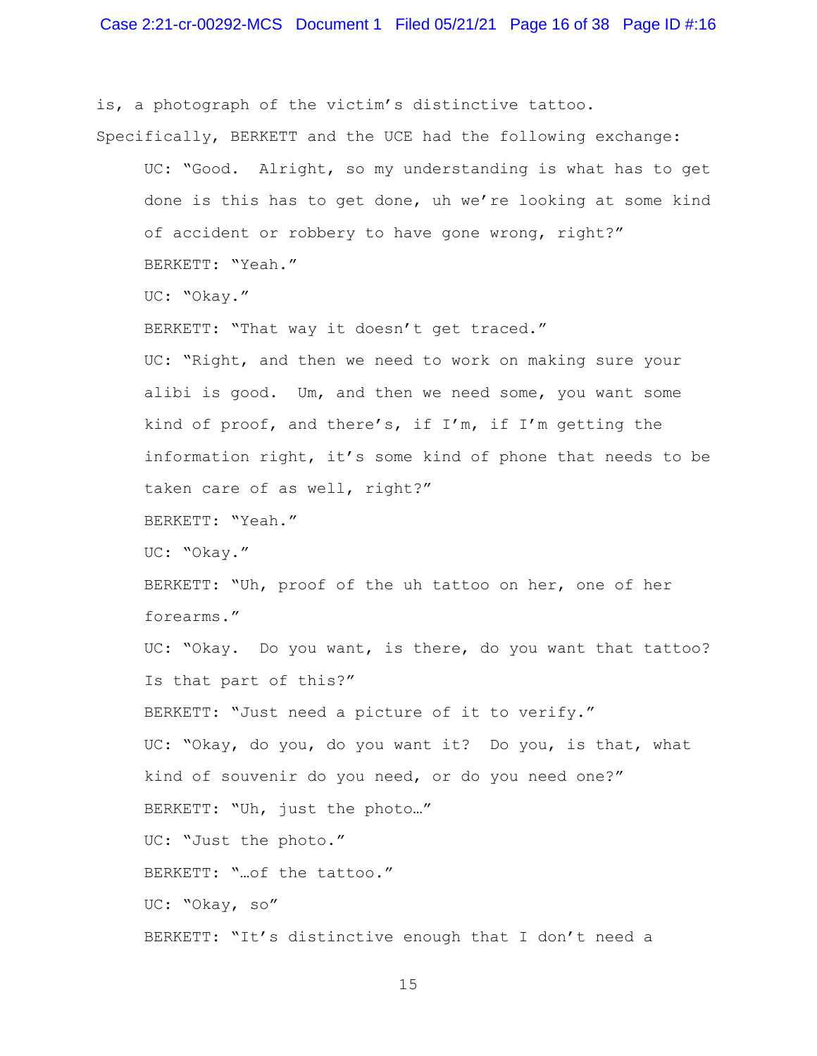is, a photograph of the victim's distinctive tattoo. Specifically, BERKETT and the UCE had the following exchange:

> UC: "Good. Alright, so my understanding is what has to get done is this has to get done, uh we're looking at some kind of accident or robbery to have gone wrong, right?"
>
> BERKETT: "Yeah."
>
> UC: "Okay."
>
> BERKETT: "That way it doesn't get traced."
>
> UC: "Right, and then we need to work on making sure your alibi is good. Um, and then we need some, you want some kind of proof, and there's, if I'm, if I'm getting the information right, it's some kind of phone that needs to be taken care of as well, right?"
>
> BERKETT: "Yeah."
>
> UC: "Okay."
>
> BERKETT: "Uh, proof of the uh tattoo on her, one of her forearms."
>
> UC: "Okay. Do you want, is there, do you want that tattoo? Is that part of this?"
>
> BERKETT: "Just need a picture of it to verify."
>
> UC: "Okay, do you, do you want it? Do you, is that, what kind of souvenir do you need, or do you need one?"
>
> BERKETT: "Uh, just the photo…"
>
> UC: "Just the photo."
>
> BERKETT: "…of the tattoo."
>
> UC: "Okay, so"
>
> BERKETT: "It's distinctive enough that I don't need a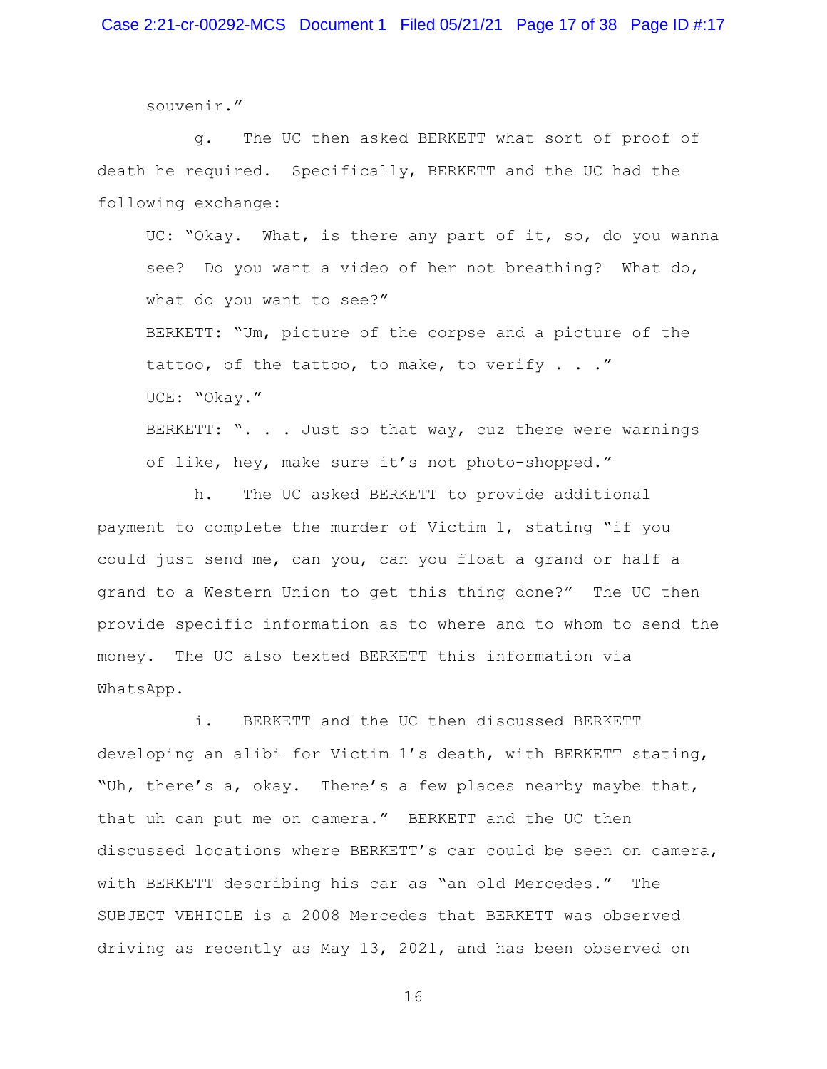souvenir."

g. The UC then asked BERKETT what sort of proof of death he required. Specifically, BERKETT and the UC had the following exchange:

> UC: "Okay. What, is there any part of it, so, do you wanna see? Do you want a video of her not breathing? What do, what do you want to see?"
>
> BERKETT: "Um, picture of the corpse and a picture of the tattoo, of the tattoo, to make, to verify . . ."
>
> UCE: "Okay."
>
> BERKETT: ". . . Just so that way, cuz there were warnings of like, hey, make sure it's not photo-shopped."

h. The UC asked BERKETT to provide additional payment to complete the murder of Victim 1, stating "if you could just send me, can you, can you float a grand or half a grand to a Western Union to get this thing done?" The UC then provide specific information as to where and to whom to send the money. The UC also texted BERKETT this information via WhatsApp.

i. BERKETT and the UC then discussed BERKETT developing an alibi for Victim 1's death, with BERKETT stating, "Uh, there's a, okay. There's a few places nearby maybe that, that uh can put me on camera." BERKETT and the UC then discussed locations where BERKETT's car could be seen on camera, with BERKETT describing his car as "an old Mercedes." The SUBJECT VEHICLE is a 2008 Mercedes that BERKETT was observed driving as recently as May 13, 2021, and has been observed on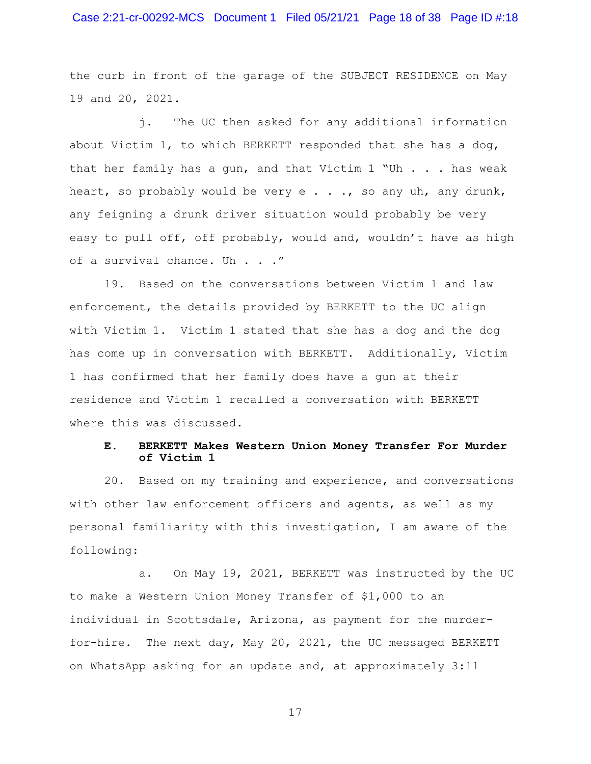the curb in front of the garage of the SUBJECT RESIDENCE on May 19 and 20, 2021.

j. The UC then asked for any additional information about Victim 1, to which BERKETT responded that she has a dog, that her family has a gun, and that Victim 1 "Uh . . . has weak heart, so probably would be very e . . ., so any uh, any drunk, any feigning a drunk driver situation would probably be very easy to pull off, off probably, would and, wouldn't have as high of a survival chance. Uh . . ."

19. Based on the conversations between Victim 1 and law enforcement, the details provided by BERKETT to the UC align with Victim 1. Victim 1 stated that she has a dog and the dog has come up in conversation with BERKETT. Additionally, Victim 1 has confirmed that her family does have a gun at their residence and Victim 1 recalled a conversation with BERKETT where this was discussed.

**E. BERKETT Makes Western Union Money Transfer For Murder of Victim 1**

20. Based on my training and experience, and conversations with other law enforcement officers and agents, as well as my personal familiarity with this investigation, I am aware of the following:

a. On May 19, 2021, BERKETT was instructed by the UC to make a Western Union Money Transfer of $1,000 to an individual in Scottsdale, Arizona, as payment for the murder-for-hire. The next day, May 20, 2021, the UC messaged BERKETT on WhatsApp asking for an update and, at approximately 3:11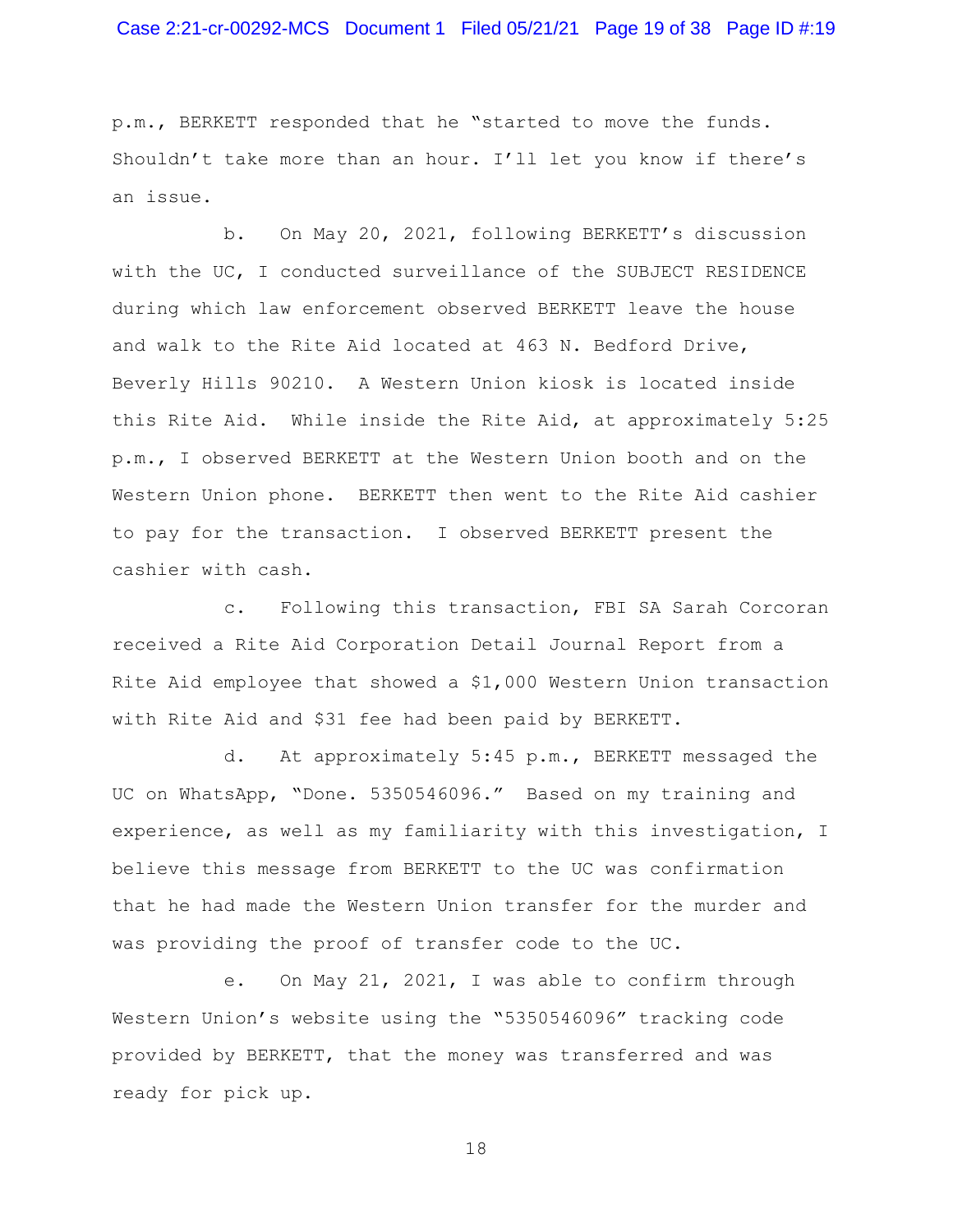p.m., BERKETT responded that he "started to move the funds. Shouldn't take more than an hour. I'll let you know if there's an issue.

b. On May 20, 2021, following BERKETT's discussion with the UC, I conducted surveillance of the SUBJECT RESIDENCE during which law enforcement observed BERKETT leave the house and walk to the Rite Aid located at 463 N. Bedford Drive, Beverly Hills 90210. A Western Union kiosk is located inside this Rite Aid. While inside the Rite Aid, at approximately 5:25 p.m., I observed BERKETT at the Western Union booth and on the Western Union phone. BERKETT then went to the Rite Aid cashier to pay for the transaction. I observed BERKETT present the cashier with cash.

c. Following this transaction, FBI SA Sarah Corcoran received a Rite Aid Corporation Detail Journal Report from a Rite Aid employee that showed a $1,000 Western Union transaction with Rite Aid and $31 fee had been paid by BERKETT.

d. At approximately 5:45 p.m., BERKETT messaged the UC on WhatsApp, "Done. 5350546096." Based on my training and experience, as well as my familiarity with this investigation, I believe this message from BERKETT to the UC was confirmation that he had made the Western Union transfer for the murder and was providing the proof of transfer code to the UC.

e. On May 21, 2021, I was able to confirm through Western Union's website using the "5350546096" tracking code provided by BERKETT, that the money was transferred and was ready for pick up.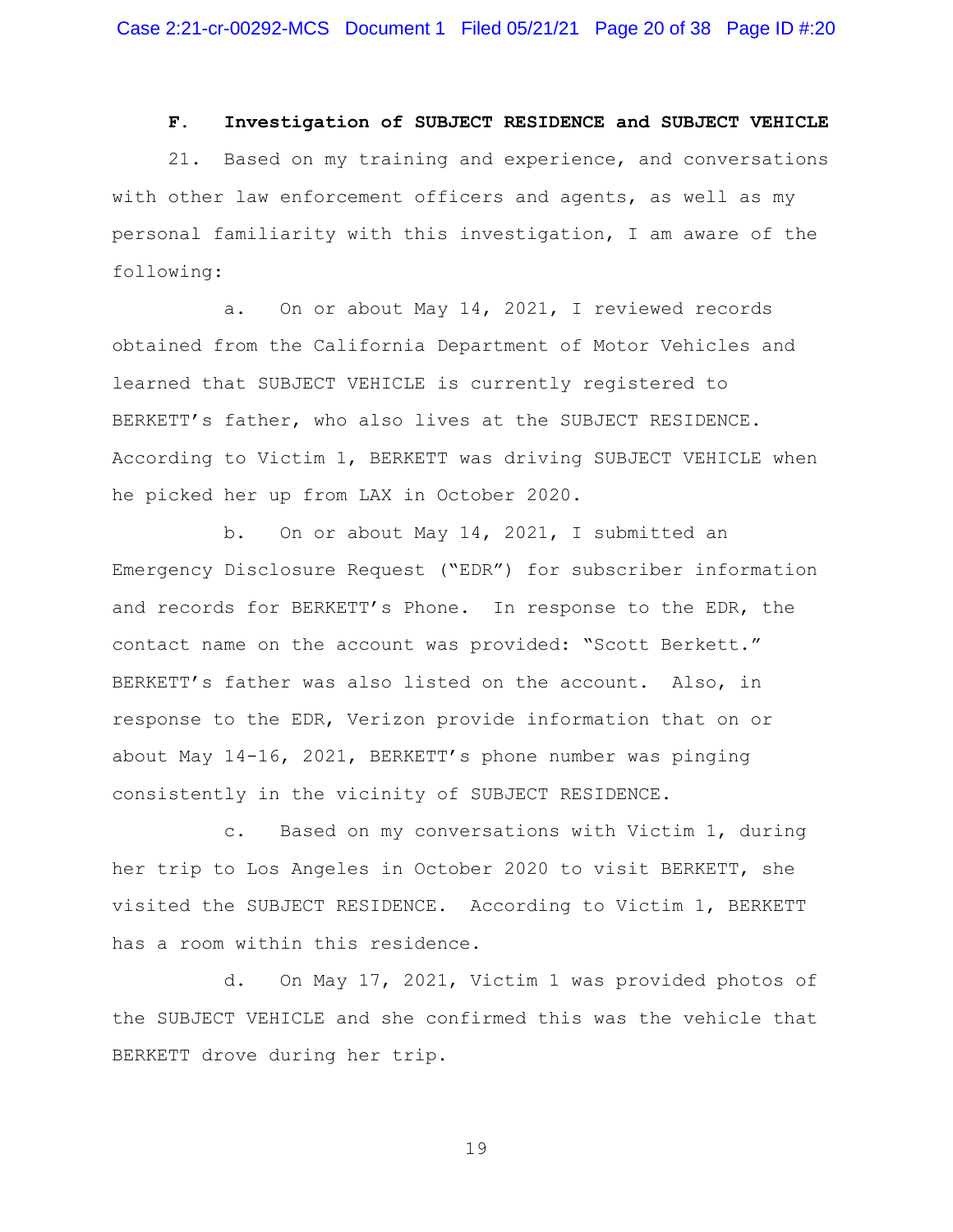**F. Investigation of SUBJECT RESIDENCE and SUBJECT VEHICLE**

21. Based on my training and experience, and conversations with other law enforcement officers and agents, as well as my personal familiarity with this investigation, I am aware of the following:

a. On or about May 14, 2021, I reviewed records obtained from the California Department of Motor Vehicles and learned that SUBJECT VEHICLE is currently registered to BERKETT's father, who also lives at the SUBJECT RESIDENCE. According to Victim 1, BERKETT was driving SUBJECT VEHICLE when he picked her up from LAX in October 2020.

b. On or about May 14, 2021, I submitted an Emergency Disclosure Request ("EDR") for subscriber information and records for BERKETT's Phone. In response to the EDR, the contact name on the account was provided: "Scott Berkett." BERKETT's father was also listed on the account. Also, in response to the EDR, Verizon provide information that on or about May 14-16, 2021, BERKETT's phone number was pinging consistently in the vicinity of SUBJECT RESIDENCE.

c. Based on my conversations with Victim 1, during her trip to Los Angeles in October 2020 to visit BERKETT, she visited the SUBJECT RESIDENCE. According to Victim 1, BERKETT has a room within this residence.

d. On May 17, 2021, Victim 1 was provided photos of the SUBJECT VEHICLE and she confirmed this was the vehicle that BERKETT drove during her trip.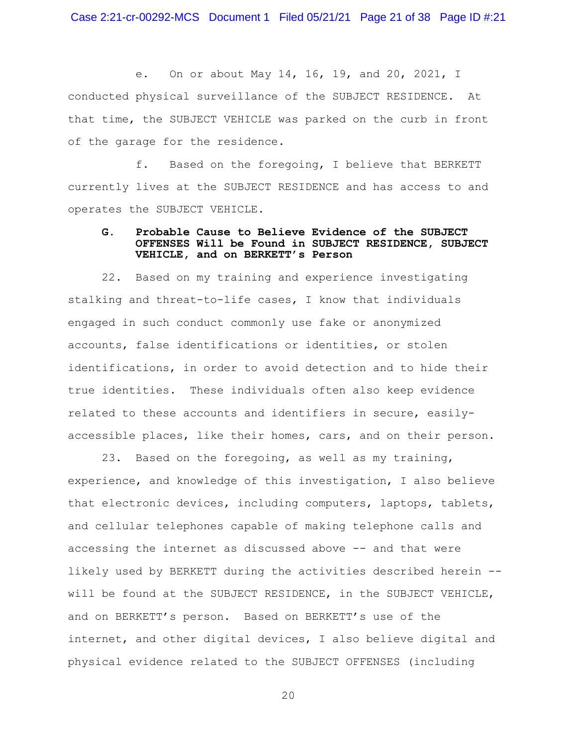e. On or about May 14, 16, 19, and 20, 2021, I conducted physical surveillance of the SUBJECT RESIDENCE. At that time, the SUBJECT VEHICLE was parked on the curb in front of the garage for the residence.

f. Based on the foregoing, I believe that BERKETT currently lives at the SUBJECT RESIDENCE and has access to and operates the SUBJECT VEHICLE.

### G. Probable Cause to Believe Evidence of the SUBJECT OFFENSES Will be Found in SUBJECT RESIDENCE, SUBJECT VEHICLE, and on BERKETT's Person

22. Based on my training and experience investigating stalking and threat-to-life cases, I know that individuals engaged in such conduct commonly use fake or anonymized accounts, false identifications or identities, or stolen identifications, in order to avoid detection and to hide their true identities. These individuals often also keep evidence related to these accounts and identifiers in secure, easily-accessible places, like their homes, cars, and on their person.

23. Based on the foregoing, as well as my training, experience, and knowledge of this investigation, I also believe that electronic devices, including computers, laptops, tablets, and cellular telephones capable of making telephone calls and accessing the internet as discussed above -- and that were likely used by BERKETT during the activities described herein -- will be found at the SUBJECT RESIDENCE, in the SUBJECT VEHICLE, and on BERKETT's person. Based on BERKETT's use of the internet, and other digital devices, I also believe digital and physical evidence related to the SUBJECT OFFENSES (including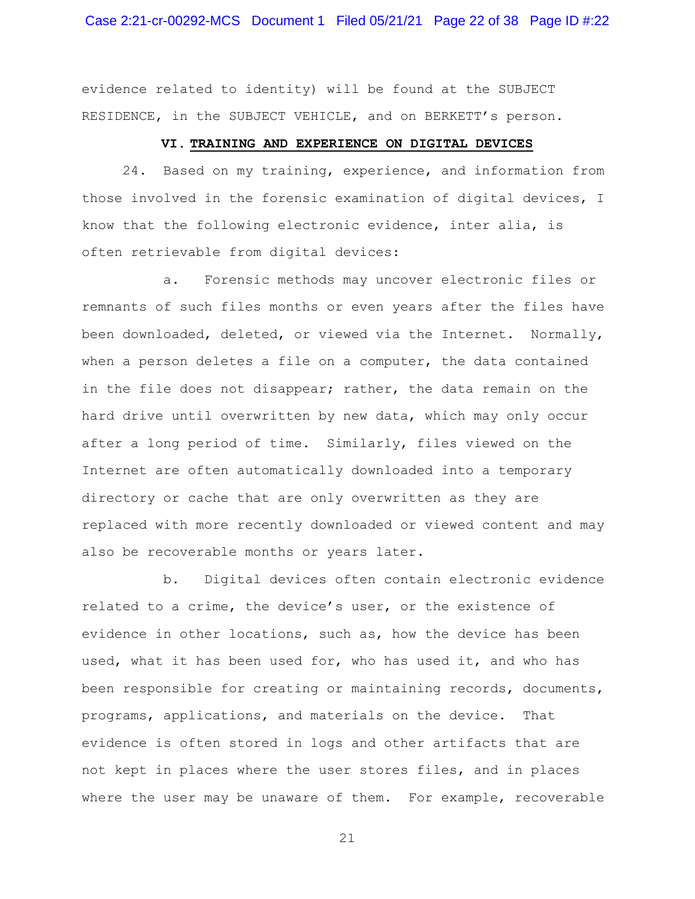evidence related to identity) will be found at the SUBJECT RESIDENCE, in the SUBJECT VEHICLE, and on BERKETT's person.

## VI. TRAINING AND EXPERIENCE ON DIGITAL DEVICES

24. Based on my training, experience, and information from those involved in the forensic examination of digital devices, I know that the following electronic evidence, inter alia, is often retrievable from digital devices:

a. Forensic methods may uncover electronic files or remnants of such files months or even years after the files have been downloaded, deleted, or viewed via the Internet. Normally, when a person deletes a file on a computer, the data contained in the file does not disappear; rather, the data remain on the hard drive until overwritten by new data, which may only occur after a long period of time. Similarly, files viewed on the Internet are often automatically downloaded into a temporary directory or cache that are only overwritten as they are replaced with more recently downloaded or viewed content and may also be recoverable months or years later.

b. Digital devices often contain electronic evidence related to a crime, the device's user, or the existence of evidence in other locations, such as, how the device has been used, what it has been used for, who has used it, and who has been responsible for creating or maintaining records, documents, programs, applications, and materials on the device. That evidence is often stored in logs and other artifacts that are not kept in places where the user stores files, and in places where the user may be unaware of them. For example, recoverable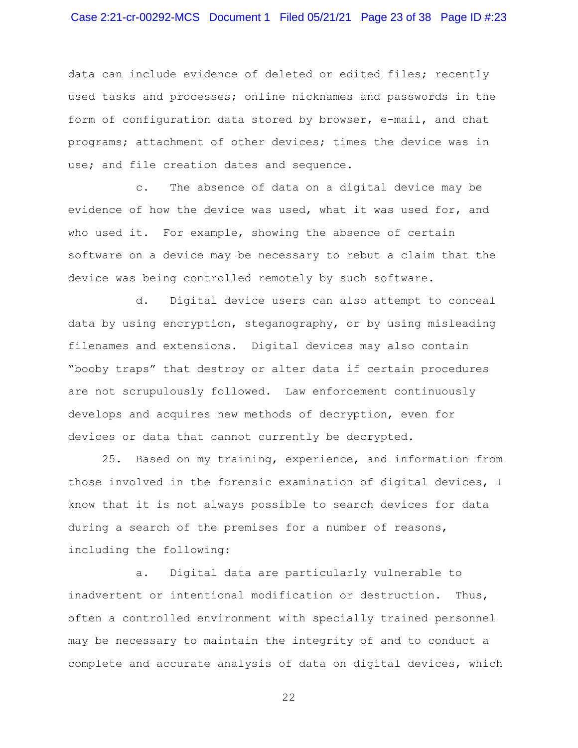data can include evidence of deleted or edited files; recently used tasks and processes; online nicknames and passwords in the form of configuration data stored by browser, e-mail, and chat programs; attachment of other devices; times the device was in use; and file creation dates and sequence.

c. The absence of data on a digital device may be evidence of how the device was used, what it was used for, and who used it. For example, showing the absence of certain software on a device may be necessary to rebut a claim that the device was being controlled remotely by such software.

d. Digital device users can also attempt to conceal data by using encryption, steganography, or by using misleading filenames and extensions. Digital devices may also contain "booby traps" that destroy or alter data if certain procedures are not scrupulously followed. Law enforcement continuously develops and acquires new methods of decryption, even for devices or data that cannot currently be decrypted.

25. Based on my training, experience, and information from those involved in the forensic examination of digital devices, I know that it is not always possible to search devices for data during a search of the premises for a number of reasons, including the following:

a. Digital data are particularly vulnerable to inadvertent or intentional modification or destruction. Thus, often a controlled environment with specially trained personnel may be necessary to maintain the integrity of and to conduct a complete and accurate analysis of data on digital devices, which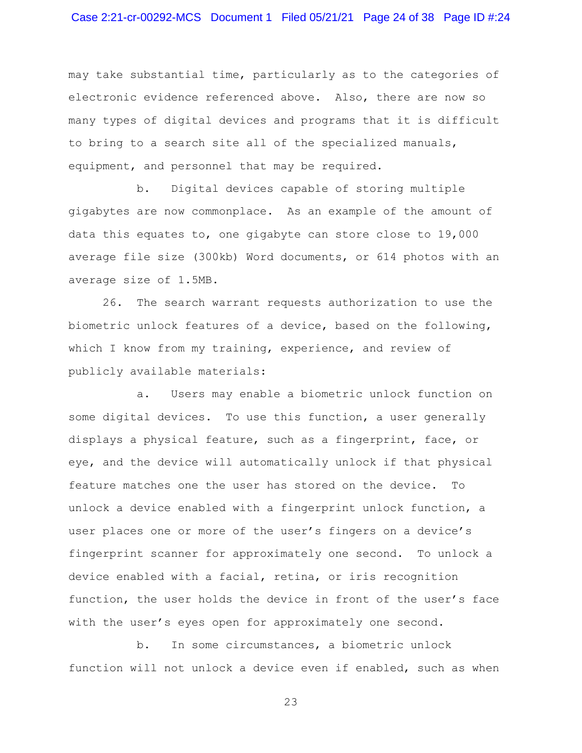may take substantial time, particularly as to the categories of electronic evidence referenced above. Also, there are now so many types of digital devices and programs that it is difficult to bring to a search site all of the specialized manuals, equipment, and personnel that may be required.

b. Digital devices capable of storing multiple gigabytes are now commonplace. As an example of the amount of data this equates to, one gigabyte can store close to 19,000 average file size (300kb) Word documents, or 614 photos with an average size of 1.5MB.

26. The search warrant requests authorization to use the biometric unlock features of a device, based on the following, which I know from my training, experience, and review of publicly available materials:

a. Users may enable a biometric unlock function on some digital devices. To use this function, a user generally displays a physical feature, such as a fingerprint, face, or eye, and the device will automatically unlock if that physical feature matches one the user has stored on the device. To unlock a device enabled with a fingerprint unlock function, a user places one or more of the user's fingers on a device's fingerprint scanner for approximately one second. To unlock a device enabled with a facial, retina, or iris recognition function, the user holds the device in front of the user's face with the user's eyes open for approximately one second.

b. In some circumstances, a biometric unlock function will not unlock a device even if enabled, such as when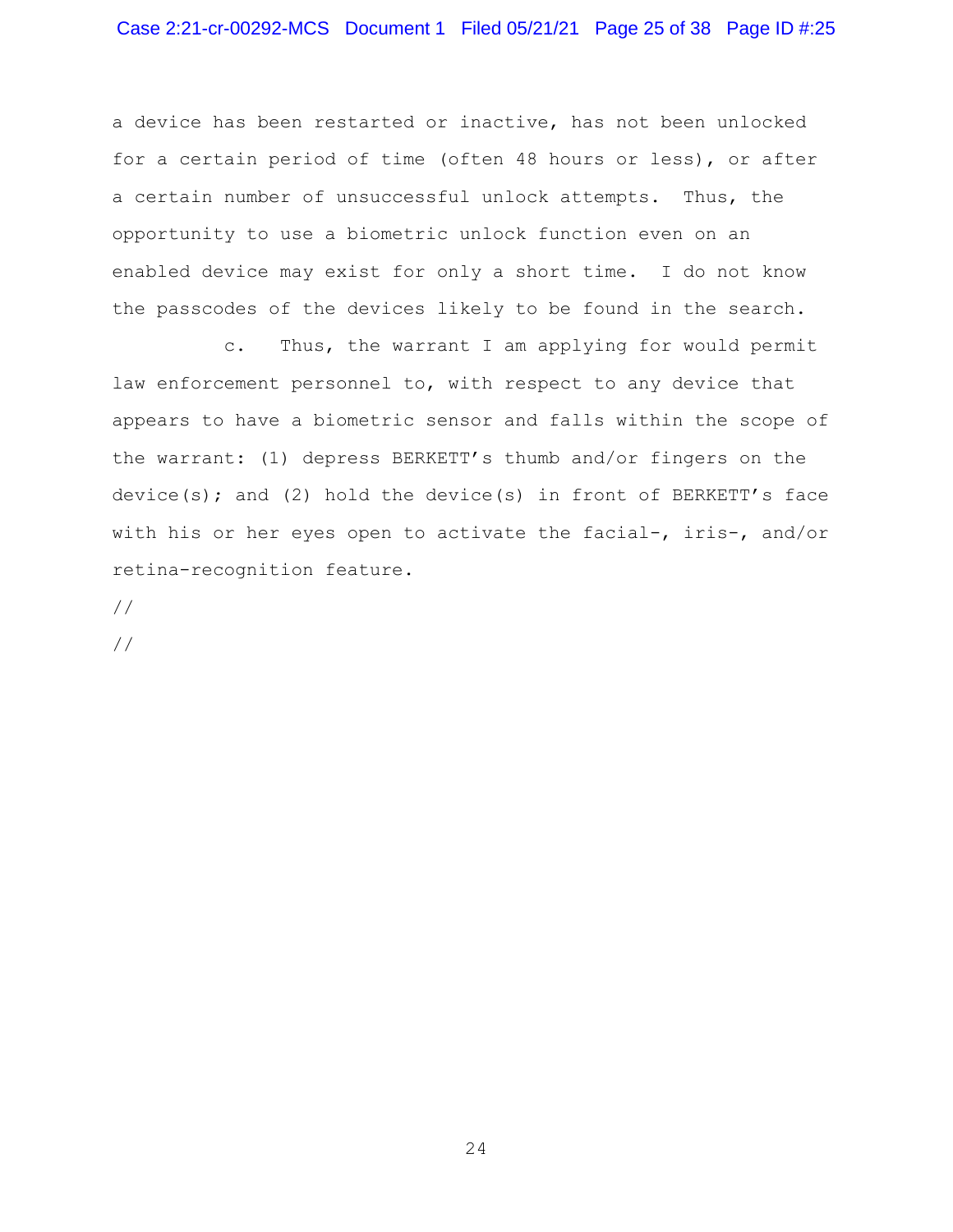a device has been restarted or inactive, has not been unlocked for a certain period of time (often 48 hours or less), or after a certain number of unsuccessful unlock attempts. Thus, the opportunity to use a biometric unlock function even on an enabled device may exist for only a short time. I do not know the passcodes of the devices likely to be found in the search.

c. Thus, the warrant I am applying for would permit law enforcement personnel to, with respect to any device that appears to have a biometric sensor and falls within the scope of the warrant: (1) depress BERKETT's thumb and/or fingers on the device(s); and (2) hold the device(s) in front of BERKETT's face with his or her eyes open to activate the facial-, iris-, and/or retina-recognition feature.

//

//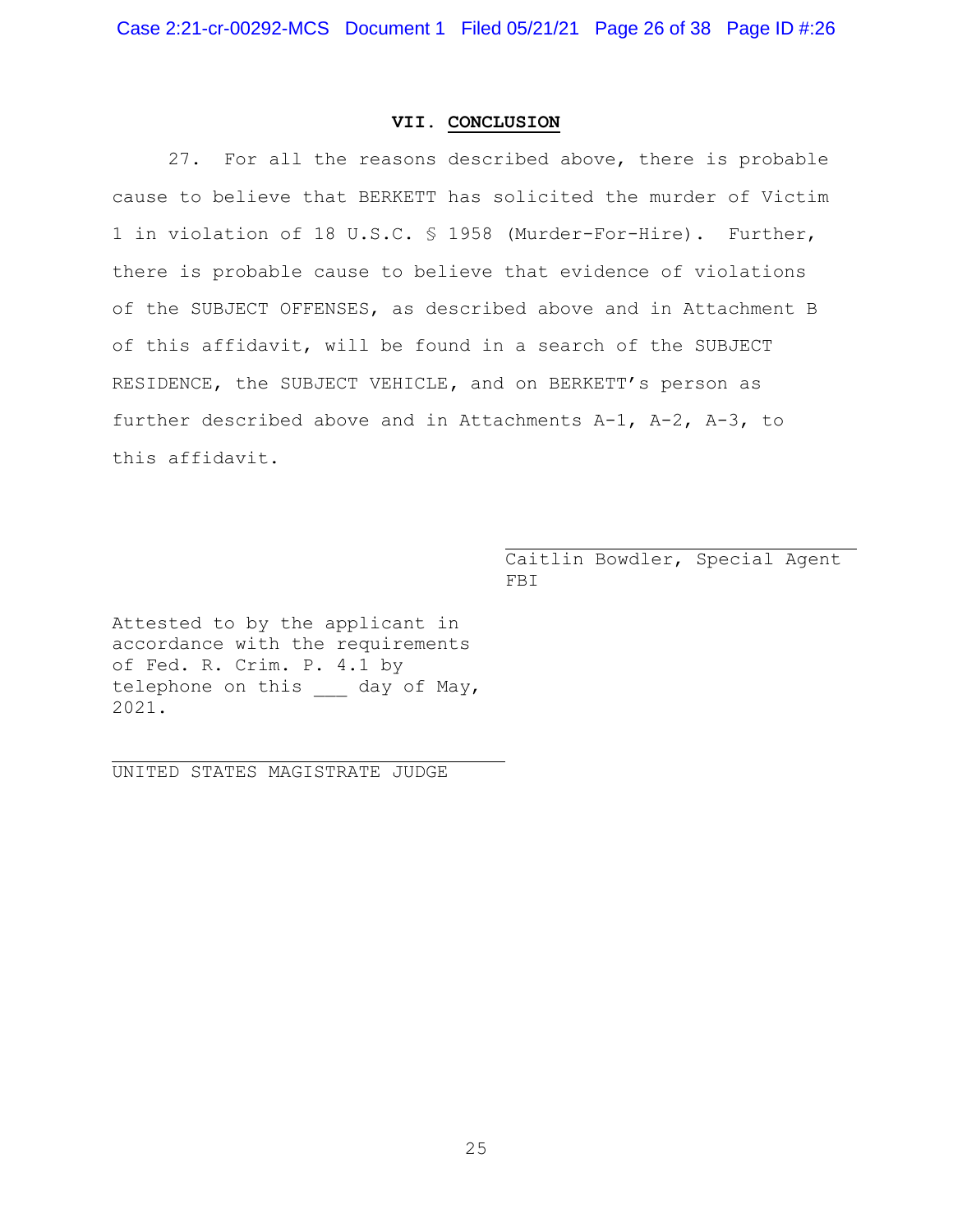## VII. CONCLUSION

27. For all the reasons described above, there is probable cause to believe that BERKETT has solicited the murder of Victim 1 in violation of 18 U.S.C. § 1958 (Murder-For-Hire). Further, there is probable cause to believe that evidence of violations of the SUBJECT OFFENSES, as described above and in Attachment B of this affidavit, will be found in a search of the SUBJECT RESIDENCE, the SUBJECT VEHICLE, and on BERKETT's person as further described above and in Attachments A-1, A-2, A-3, to this affidavit.

\_\_\_\_\_\_\_\_\_\_\_\_\_\_\_\_\_\_\_\_\_\_\_\_\_\_\_\_\_\_\_\_\_\_
Caitlin Bowdler, Special Agent
FBI

Attested to by the applicant in accordance with the requirements of Fed. R. Crim. P. 4.1 by telephone on this ___ day of May, 2021.

\_\_\_\_\_\_\_\_\_\_\_\_\_\_\_\_\_\_\_\_\_\_\_\_\_\_\_\_\_\_\_\_\_\_
UNITED STATES MAGISTRATE JUDGE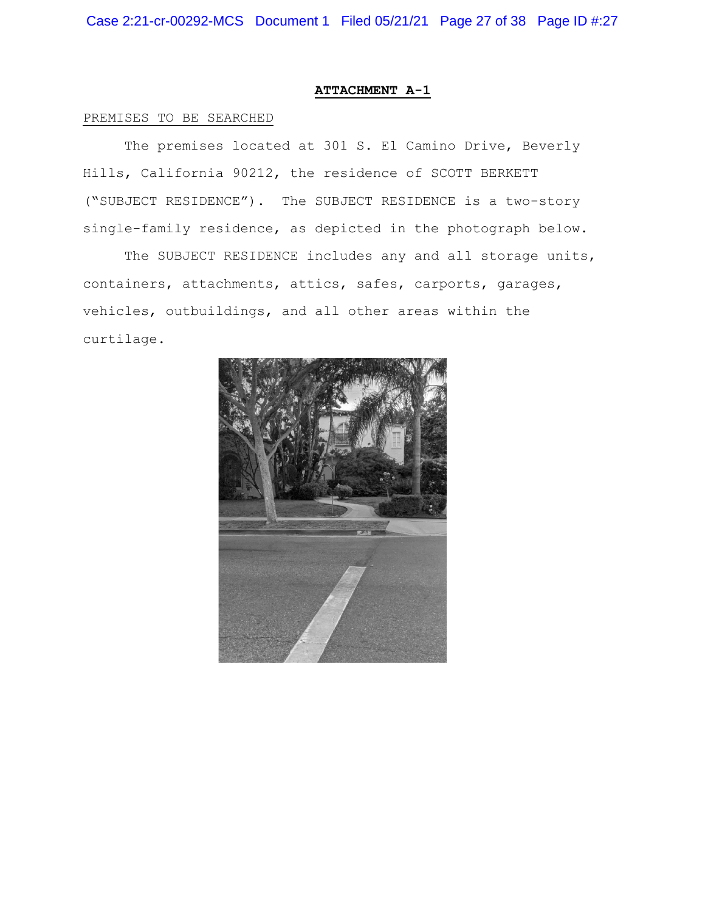**ATTACHMENT A-1**

PREMISES TO BE SEARCHED

The premises located at 301 S. El Camino Drive, Beverly Hills, California 90212, the residence of SCOTT BERKETT ("SUBJECT RESIDENCE"). The SUBJECT RESIDENCE is a two-story single-family residence, as depicted in the photograph below.

The SUBJECT RESIDENCE includes any and all storage units, containers, attachments, attics, safes, carports, garages, vehicles, outbuildings, and all other areas within the curtilage.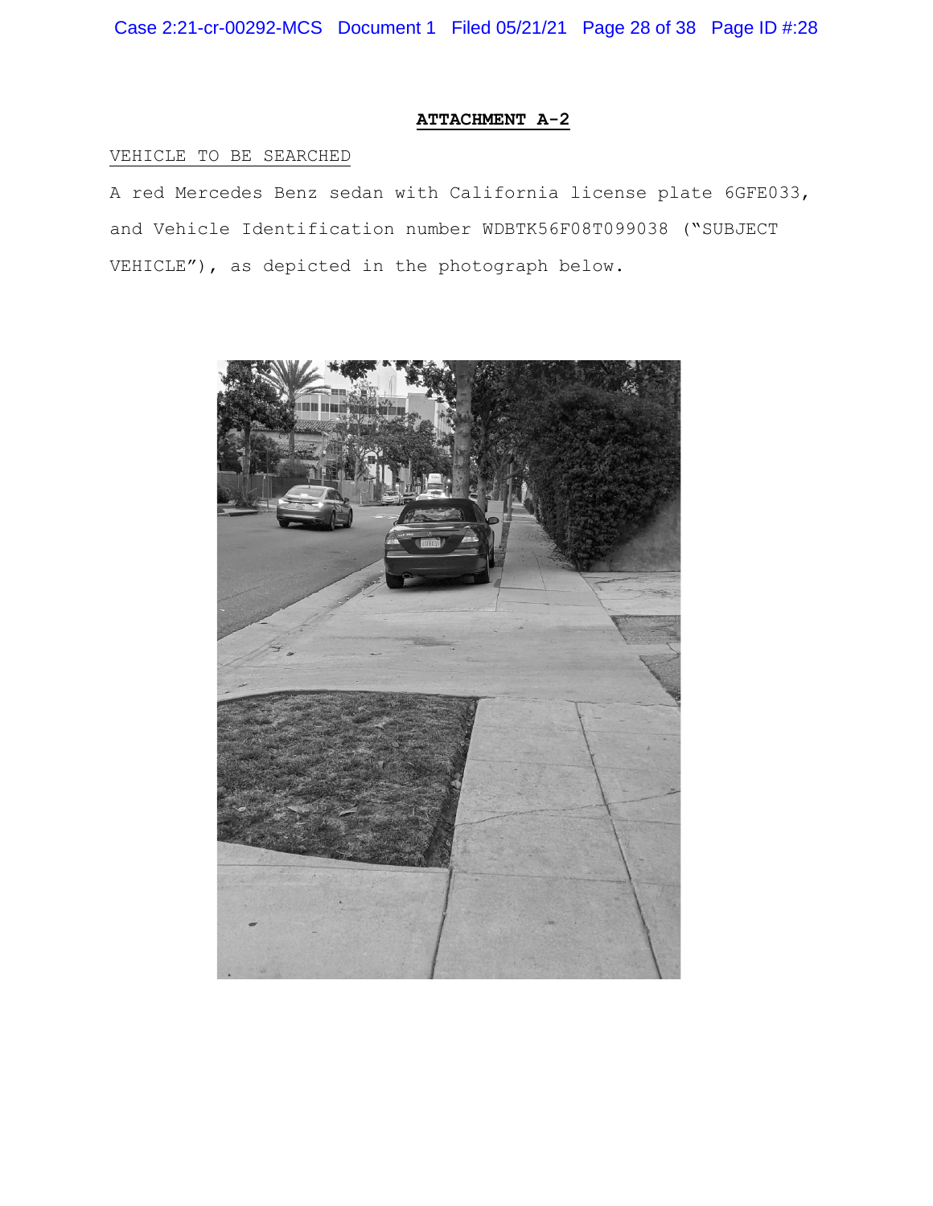**ATTACHMENT A-2**

VEHICLE TO BE SEARCHED

A red Mercedes Benz sedan with California license plate 6GFE033, and Vehicle Identification number WDBTK56F08T099038 ("SUBJECT VEHICLE"), as depicted in the photograph below.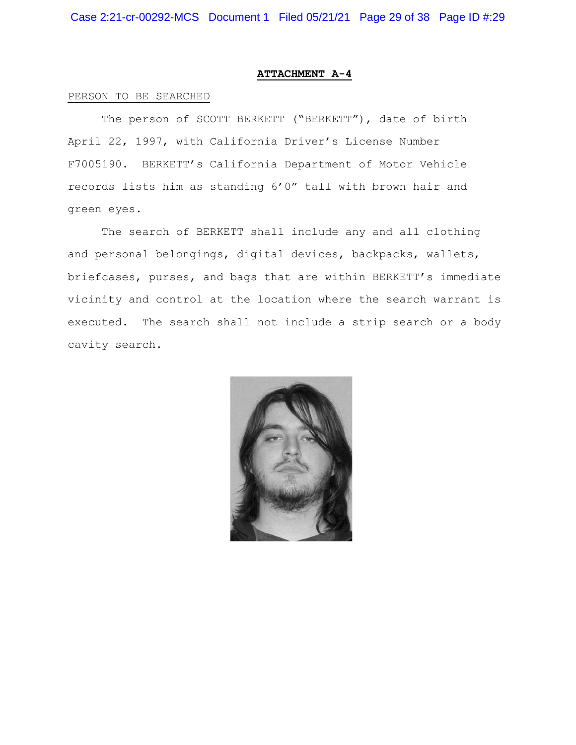# ATTACHMENT A-4

PERSON TO BE SEARCHED

The person of SCOTT BERKETT ("BERKETT"), date of birth April 22, 1997, with California Driver's License Number F7005190. BERKETT's California Department of Motor Vehicle records lists him as standing 6'0" tall with brown hair and green eyes.

The search of BERKETT shall include any and all clothing and personal belongings, digital devices, backpacks, wallets, briefcases, purses, and bags that are within BERKETT's immediate vicinity and control at the location where the search warrant is executed. The search shall not include a strip search or a body cavity search.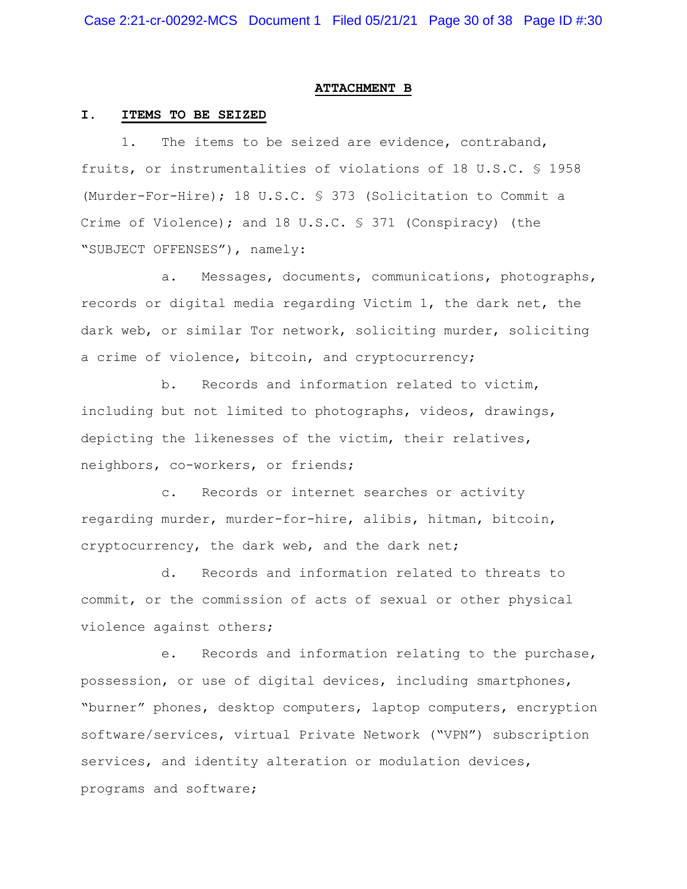## ATTACHMENT B

### I. ITEMS TO BE SEIZED

1. The items to be seized are evidence, contraband, fruits, or instrumentalities of violations of 18 U.S.C. § 1958 (Murder-For-Hire); 18 U.S.C. § 373 (Solicitation to Commit a Crime of Violence); and 18 U.S.C. § 371 (Conspiracy) (the "SUBJECT OFFENSES"), namely:

   a. Messages, documents, communications, photographs, records or digital media regarding Victim 1, the dark net, the dark web, or similar Tor network, soliciting murder, soliciting a crime of violence, bitcoin, and cryptocurrency;

   b. Records and information related to victim, including but not limited to photographs, videos, drawings, depicting the likenesses of the victim, their relatives, neighbors, co-workers, or friends;

   c. Records or internet searches or activity regarding murder, murder-for-hire, alibis, hitman, bitcoin, cryptocurrency, the dark web, and the dark net;

   d. Records and information related to threats to commit, or the commission of acts of sexual or other physical violence against others;

   e. Records and information relating to the purchase, possession, or use of digital devices, including smartphones, "burner" phones, desktop computers, laptop computers, encryption software/services, virtual Private Network ("VPN") subscription services, and identity alteration or modulation devices, programs and software;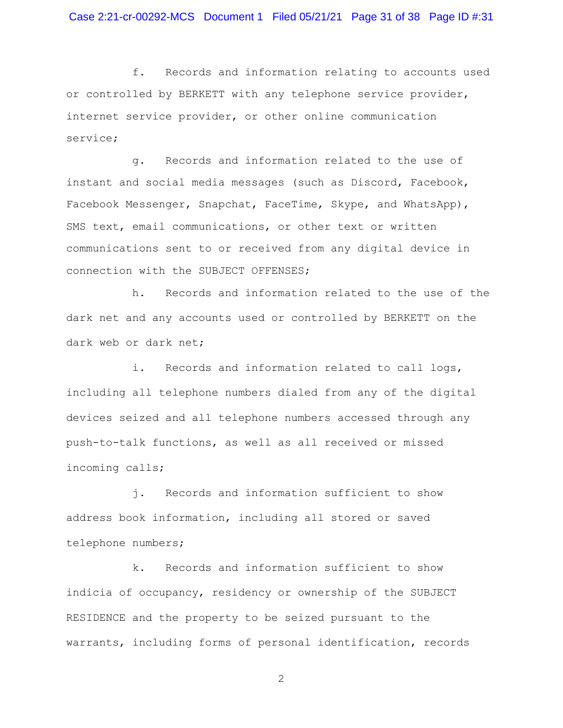f. Records and information relating to accounts used or controlled by BERKETT with any telephone service provider, internet service provider, or other online communication service;

g. Records and information related to the use of instant and social media messages (such as Discord, Facebook, Facebook Messenger, Snapchat, FaceTime, Skype, and WhatsApp), SMS text, email communications, or other text or written communications sent to or received from any digital device in connection with the SUBJECT OFFENSES;

h. Records and information related to the use of the dark net and any accounts used or controlled by BERKETT on the dark web or dark net;

i. Records and information related to call logs, including all telephone numbers dialed from any of the digital devices seized and all telephone numbers accessed through any push-to-talk functions, as well as all received or missed incoming calls;

j. Records and information sufficient to show address book information, including all stored or saved telephone numbers;

k. Records and information sufficient to show indicia of occupancy, residency or ownership of the SUBJECT RESIDENCE and the property to be seized pursuant to the warrants, including forms of personal identification, records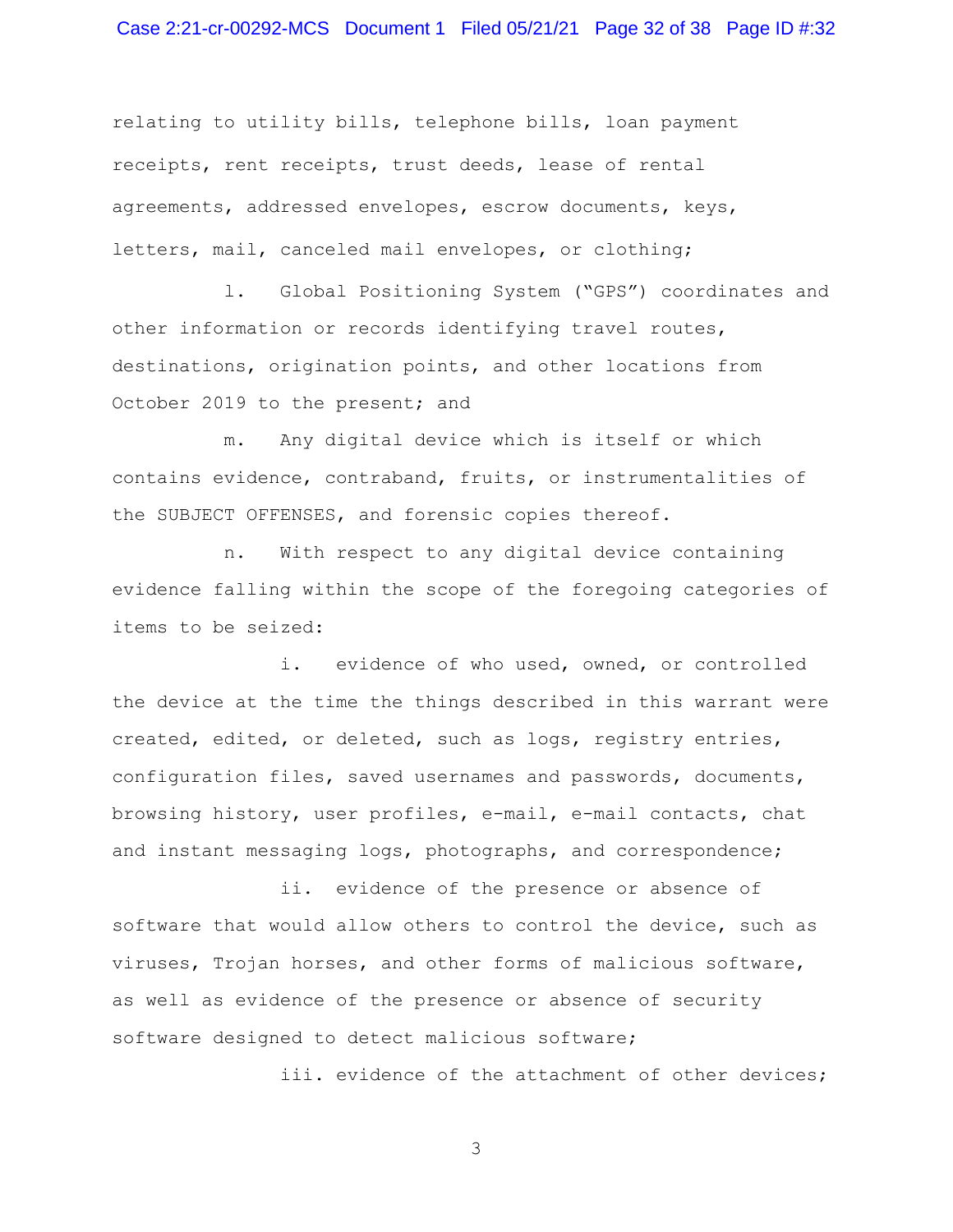relating to utility bills, telephone bills, loan payment receipts, rent receipts, trust deeds, lease of rental agreements, addressed envelopes, escrow documents, keys, letters, mail, canceled mail envelopes, or clothing;

l. Global Positioning System ("GPS") coordinates and other information or records identifying travel routes, destinations, origination points, and other locations from October 2019 to the present; and

m. Any digital device which is itself or which contains evidence, contraband, fruits, or instrumentalities of the SUBJECT OFFENSES, and forensic copies thereof.

n. With respect to any digital device containing evidence falling within the scope of the foregoing categories of items to be seized:

i. evidence of who used, owned, or controlled the device at the time the things described in this warrant were created, edited, or deleted, such as logs, registry entries, configuration files, saved usernames and passwords, documents, browsing history, user profiles, e-mail, e-mail contacts, chat and instant messaging logs, photographs, and correspondence;

ii. evidence of the presence or absence of software that would allow others to control the device, such as viruses, Trojan horses, and other forms of malicious software, as well as evidence of the presence or absence of security software designed to detect malicious software;

iii. evidence of the attachment of other devices;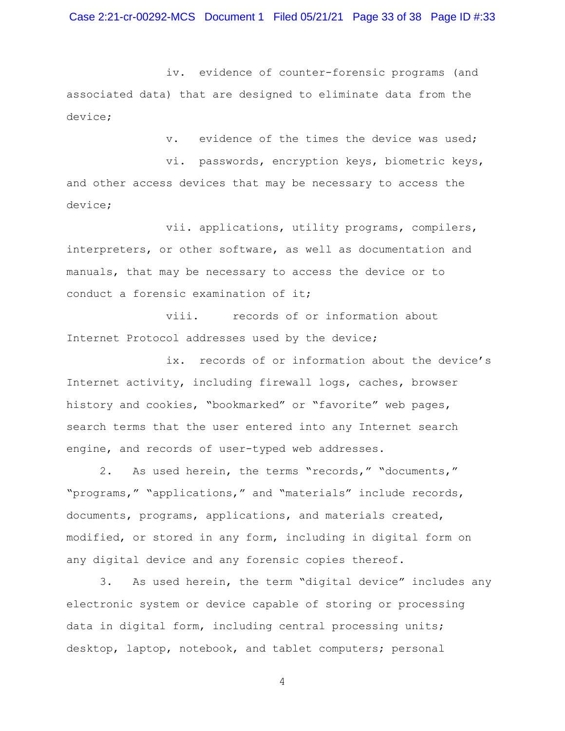iv. evidence of counter-forensic programs (and associated data) that are designed to eliminate data from the device;

v. evidence of the times the device was used;

vi. passwords, encryption keys, biometric keys, and other access devices that may be necessary to access the device;

vii. applications, utility programs, compilers, interpreters, or other software, as well as documentation and manuals, that may be necessary to access the device or to conduct a forensic examination of it;

viii. records of or information about Internet Protocol addresses used by the device;

ix. records of or information about the device's Internet activity, including firewall logs, caches, browser history and cookies, "bookmarked" or "favorite" web pages, search terms that the user entered into any Internet search engine, and records of user-typed web addresses.

2. As used herein, the terms "records," "documents," "programs," "applications," and "materials" include records, documents, programs, applications, and materials created, modified, or stored in any form, including in digital form on any digital device and any forensic copies thereof.

3. As used herein, the term "digital device" includes any electronic system or device capable of storing or processing data in digital form, including central processing units; desktop, laptop, notebook, and tablet computers; personal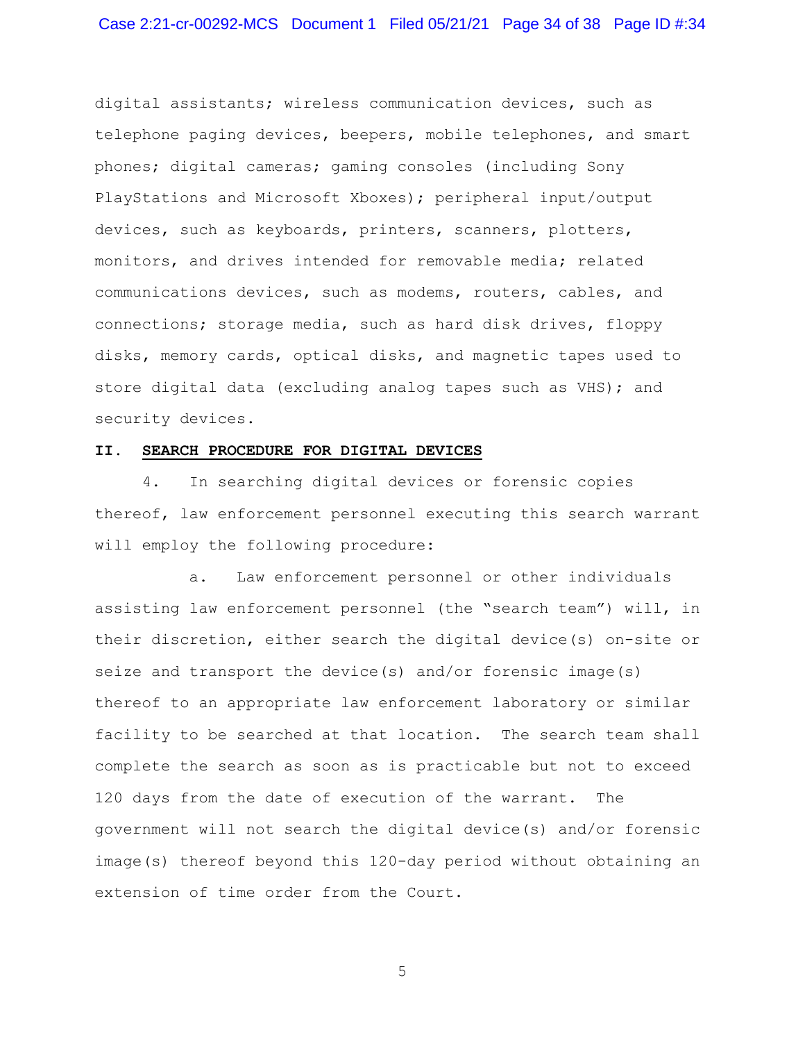digital assistants; wireless communication devices, such as telephone paging devices, beepers, mobile telephones, and smart phones; digital cameras; gaming consoles (including Sony PlayStations and Microsoft Xboxes); peripheral input/output devices, such as keyboards, printers, scanners, plotters, monitors, and drives intended for removable media; related communications devices, such as modems, routers, cables, and connections; storage media, such as hard disk drives, floppy disks, memory cards, optical disks, and magnetic tapes used to store digital data (excluding analog tapes such as VHS); and security devices.

## II. SEARCH PROCEDURE FOR DIGITAL DEVICES

4. In searching digital devices or forensic copies thereof, law enforcement personnel executing this search warrant will employ the following procedure:

a. Law enforcement personnel or other individuals assisting law enforcement personnel (the "search team") will, in their discretion, either search the digital device(s) on-site or seize and transport the device(s) and/or forensic image(s) thereof to an appropriate law enforcement laboratory or similar facility to be searched at that location. The search team shall complete the search as soon as is practicable but not to exceed 120 days from the date of execution of the warrant. The government will not search the digital device(s) and/or forensic image(s) thereof beyond this 120-day period without obtaining an extension of time order from the Court.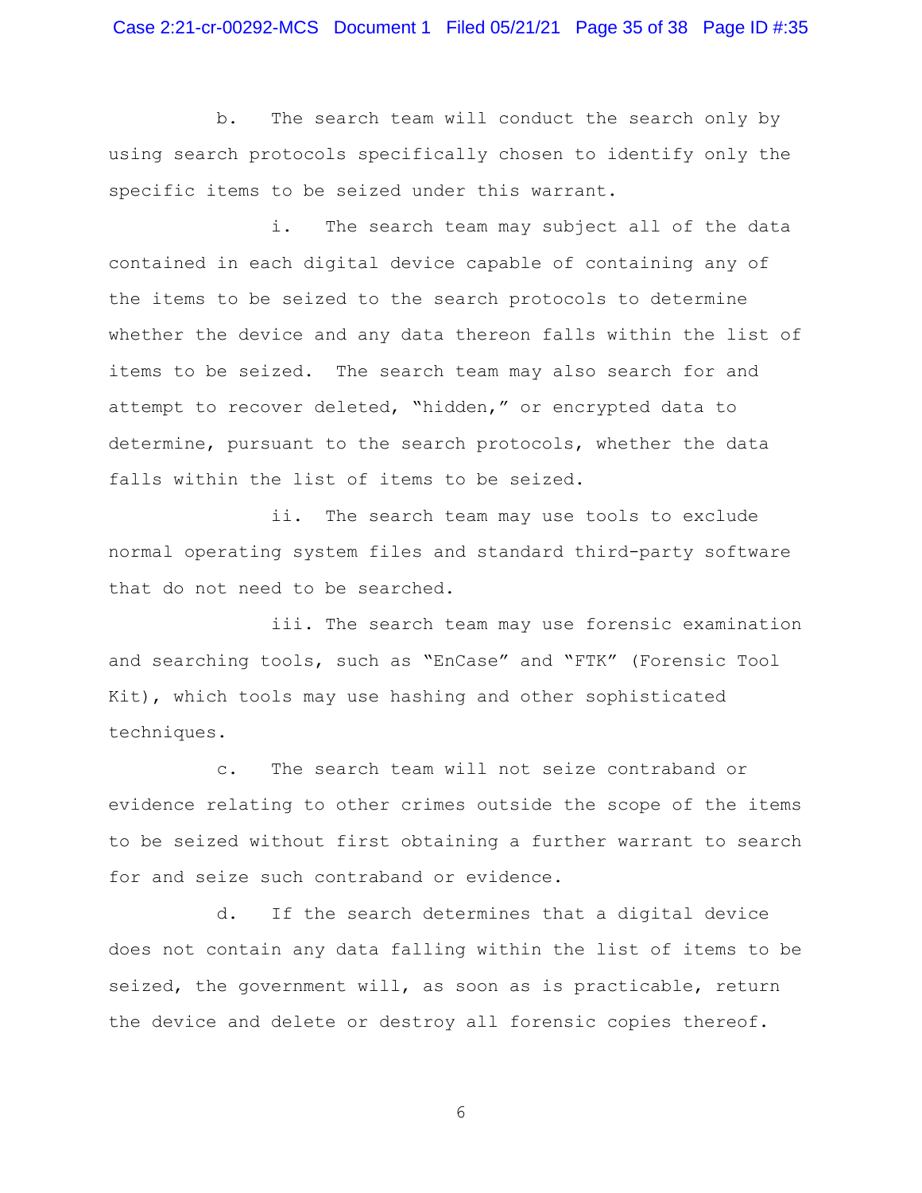b. The search team will conduct the search only by using search protocols specifically chosen to identify only the specific items to be seized under this warrant.

i. The search team may subject all of the data contained in each digital device capable of containing any of the items to be seized to the search protocols to determine whether the device and any data thereon falls within the list of items to be seized. The search team may also search for and attempt to recover deleted, "hidden," or encrypted data to determine, pursuant to the search protocols, whether the data falls within the list of items to be seized.

ii. The search team may use tools to exclude normal operating system files and standard third-party software that do not need to be searched.

iii. The search team may use forensic examination and searching tools, such as "EnCase" and "FTK" (Forensic Tool Kit), which tools may use hashing and other sophisticated techniques.

c. The search team will not seize contraband or evidence relating to other crimes outside the scope of the items to be seized without first obtaining a further warrant to search for and seize such contraband or evidence.

d. If the search determines that a digital device does not contain any data falling within the list of items to be seized, the government will, as soon as is practicable, return the device and delete or destroy all forensic copies thereof.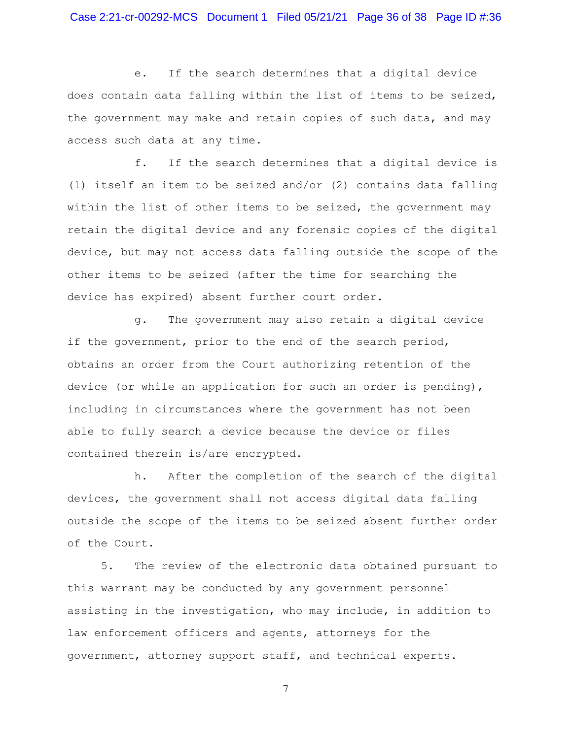e. If the search determines that a digital device does contain data falling within the list of items to be seized, the government may make and retain copies of such data, and may access such data at any time.

f. If the search determines that a digital device is (1) itself an item to be seized and/or (2) contains data falling within the list of other items to be seized, the government may retain the digital device and any forensic copies of the digital device, but may not access data falling outside the scope of the other items to be seized (after the time for searching the device has expired) absent further court order.

g. The government may also retain a digital device if the government, prior to the end of the search period, obtains an order from the Court authorizing retention of the device (or while an application for such an order is pending), including in circumstances where the government has not been able to fully search a device because the device or files contained therein is/are encrypted.

h. After the completion of the search of the digital devices, the government shall not access digital data falling outside the scope of the items to be seized absent further order of the Court.

5. The review of the electronic data obtained pursuant to this warrant may be conducted by any government personnel assisting in the investigation, who may include, in addition to law enforcement officers and agents, attorneys for the government, attorney support staff, and technical experts.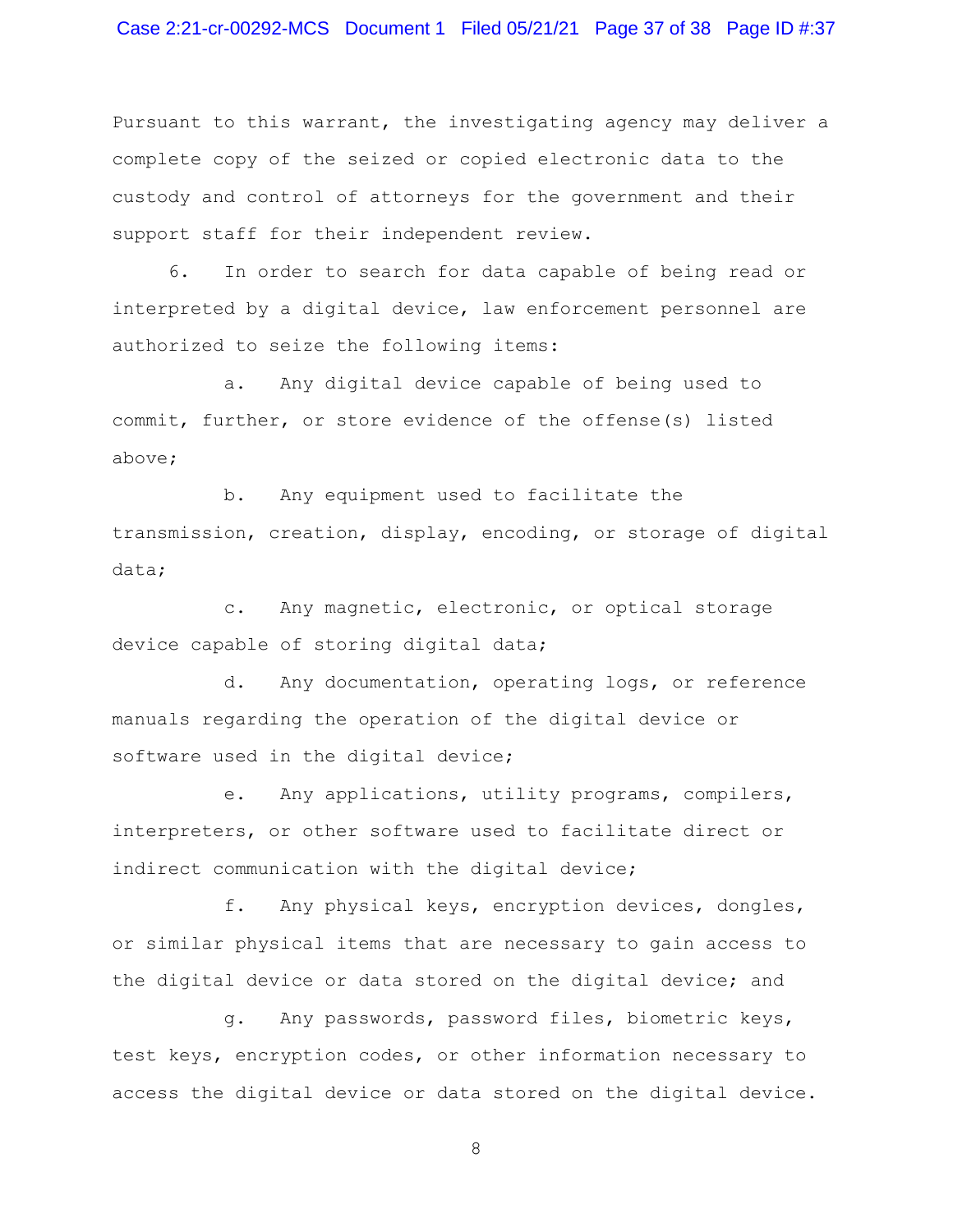Pursuant to this warrant, the investigating agency may deliver a complete copy of the seized or copied electronic data to the custody and control of attorneys for the government and their support staff for their independent review.

6. In order to search for data capable of being read or interpreted by a digital device, law enforcement personnel are authorized to seize the following items:

a. Any digital device capable of being used to commit, further, or store evidence of the offense(s) listed above;

b. Any equipment used to facilitate the transmission, creation, display, encoding, or storage of digital data;

c. Any magnetic, electronic, or optical storage device capable of storing digital data;

d. Any documentation, operating logs, or reference manuals regarding the operation of the digital device or software used in the digital device;

e. Any applications, utility programs, compilers, interpreters, or other software used to facilitate direct or indirect communication with the digital device;

f. Any physical keys, encryption devices, dongles, or similar physical items that are necessary to gain access to the digital device or data stored on the digital device; and

g. Any passwords, password files, biometric keys, test keys, encryption codes, or other information necessary to access the digital device or data stored on the digital device.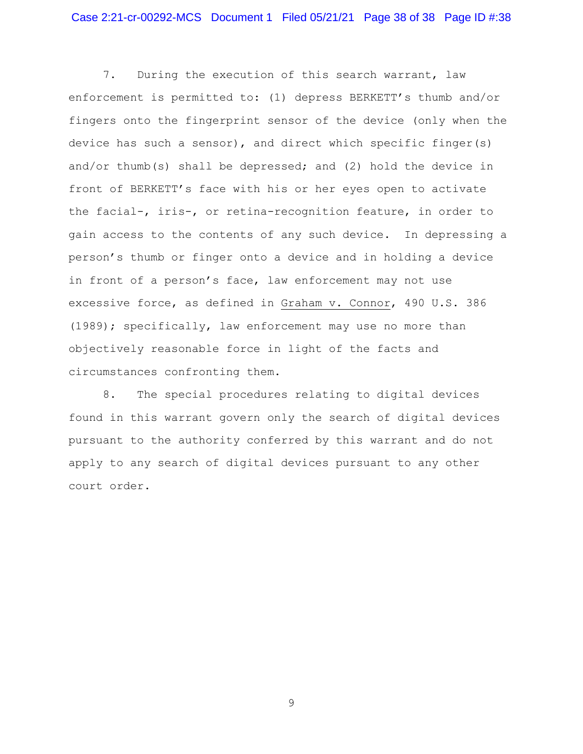7. During the execution of this search warrant, law enforcement is permitted to: (1) depress BERKETT's thumb and/or fingers onto the fingerprint sensor of the device (only when the device has such a sensor), and direct which specific finger(s) and/or thumb(s) shall be depressed; and (2) hold the device in front of BERKETT's face with his or her eyes open to activate the facial-, iris-, or retina-recognition feature, in order to gain access to the contents of any such device. In depressing a person's thumb or finger onto a device and in holding a device in front of a person's face, law enforcement may not use excessive force, as defined in Graham v. Connor, 490 U.S. 386 (1989); specifically, law enforcement may use no more than objectively reasonable force in light of the facts and circumstances confronting them.

8. The special procedures relating to digital devices found in this warrant govern only the search of digital devices pursuant to the authority conferred by this warrant and do not apply to any search of digital devices pursuant to any other court order.